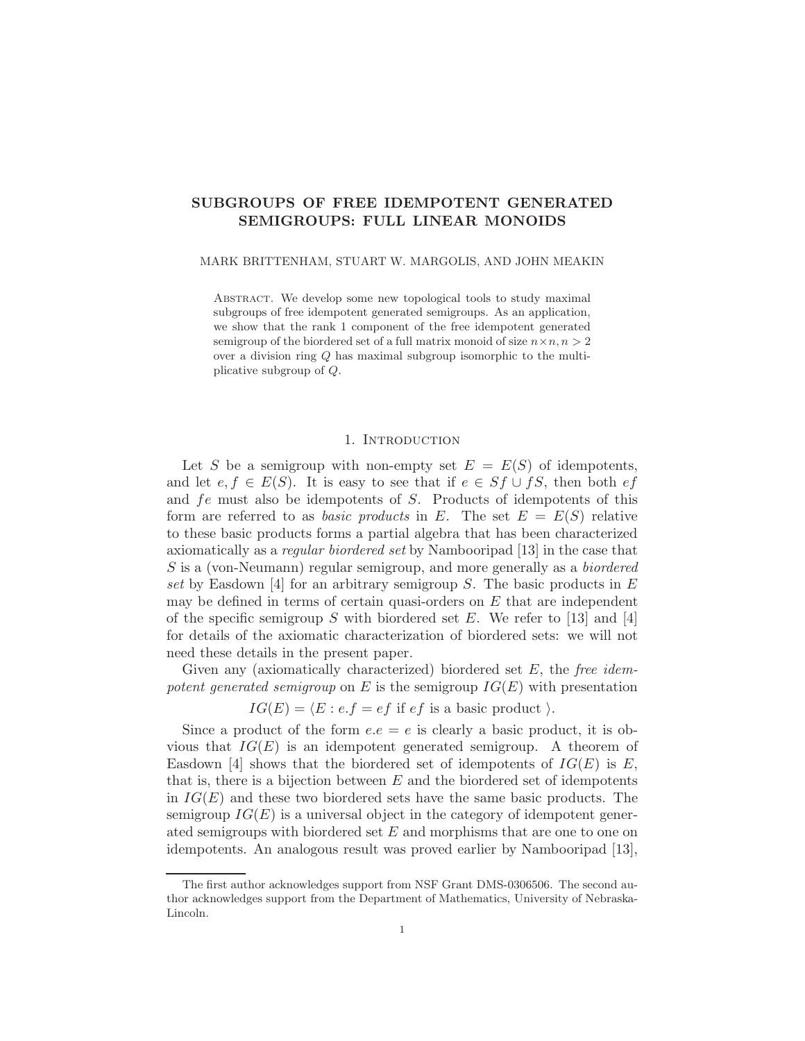# SUBGROUPS OF FREE IDEMPOTENT GENERATED SEMIGROUPS: FULL LINEAR MONOIDS

MARK BRITTENHAM, STUART W. MARGOLIS, AND JOHN MEAKIN

Abstract. We develop some new topological tools to study maximal subgroups of free idempotent generated semigroups. As an application, we show that the rank 1 component of the free idempotent generated semigroup of the biordered set of a full matrix monoid of size $n \times n, n > 2$ over a division ring $Q$ has maximal subgroup isomorphic to the multiplicative subgroup of $Q$.

## 1. Introduction

Let $S$ be a semigroup with non-empty set $E = E(S)$ of idempotents, and let $e, f \in E(S)$. It is easy to see that if $e \in Sf \cup fS$, then both $ef$ and $fe$ must also be idempotents of $S$. Products of idempotents of this form are referred to as *basic products* in $E$. The set $E = E(S)$ relative to these basic products forms a partial algebra that has been characterized axiomatically as a *regular biordered set* by Nambooripad [13] in the case that $S$ is a (von-Neumann) regular semigroup, and more generally as a *biordered set* by Easdown [4] for an arbitrary semigroup $S$. The basic products in $E$ may be defined in terms of certain quasi-orders on $E$ that are independent of the specific semigroup $S$ with biordered set $E$. We refer to [13] and [4] for details of the axiomatic characterization of biordered sets: we will not need these details in the present paper.

Given any (axiomatically characterized) biordered set $E$, the *free idempotent generated semigroup* on $E$ is the semigroup $IG(E)$ with presentation

$$IG(E) = \langle E : e.f = ef \text{ if } ef \text{ is a basic product } \rangle.$$

Since a product of the form $e.e = e$ is clearly a basic product, it is obvious that $IG(E)$ is an idempotent generated semigroup. A theorem of Easdown [4] shows that the biordered set of idempotents of $IG(E)$ is $E$, that is, there is a bijection between $E$ and the biordered set of idempotents in $IG(E)$ and these two biordered sets have the same basic products. The semigroup $IG(E)$ is a universal object in the category of idempotent generated semigroups with biordered set $E$ and morphisms that are one to one on idempotents. An analogous result was proved earlier by Nambooripad [13],

The first author acknowledges support from NSF Grant DMS-0306506. The second author acknowledges support from the Department of Mathematics, University of Nebraska-Lincoln.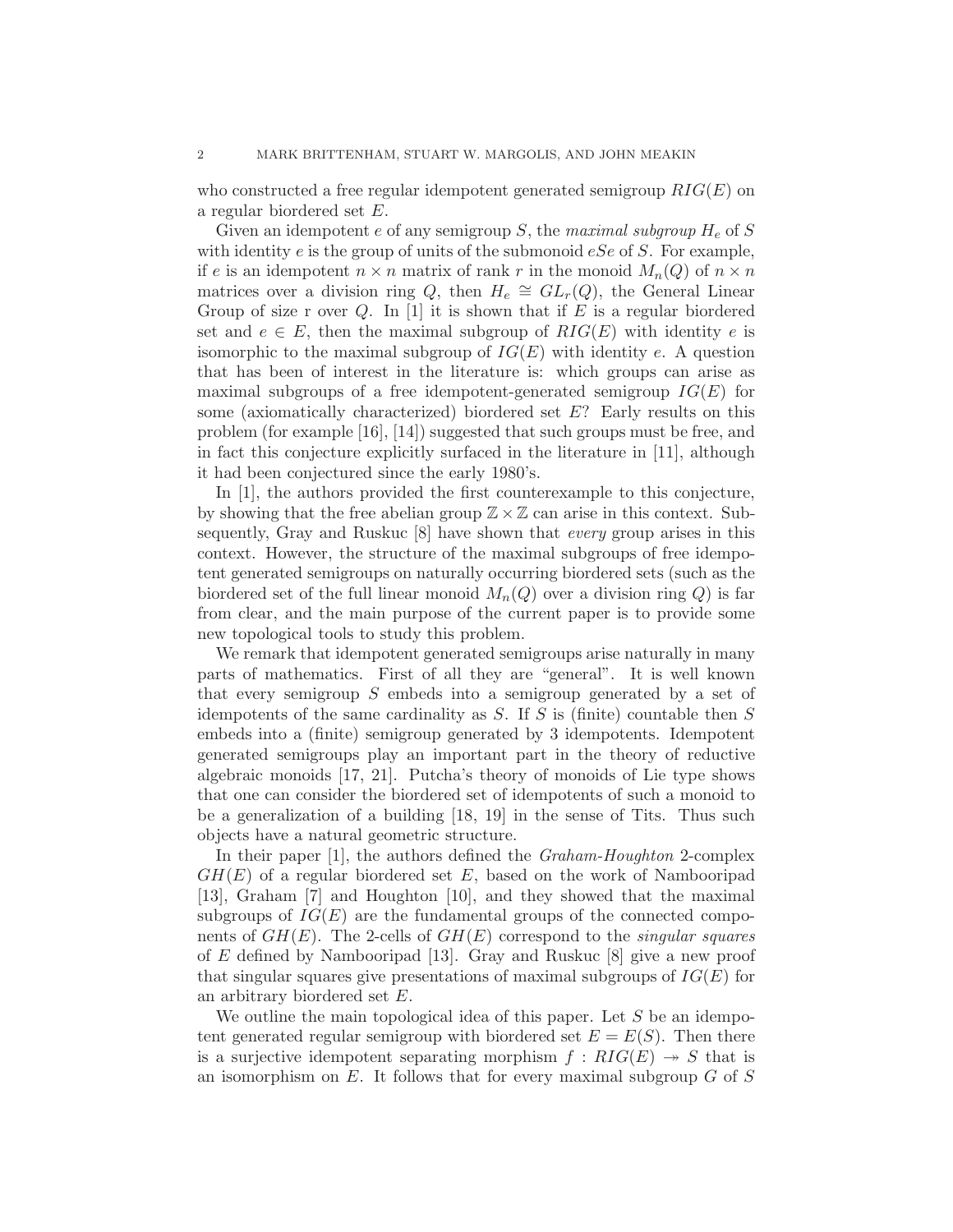who constructed a free regular idempotent generated semigroup $RIG(E)$ on a regular biordered set $E$.

Given an idempotent $e$ of any semigroup $S$, the *maximal subgroup* $H_e$ of $S$ with identity $e$ is the group of units of the submonoid $eSe$ of $S$. For example, if $e$ is an idempotent $n \times n$ matrix of rank $r$ in the monoid $M_n(Q)$ of $n \times n$ matrices over a division ring $Q$, then $H_e \cong GL_r(Q)$, the General Linear Group of size r over $Q$. In [1] it is shown that if $E$ is a regular biordered set and $e \in E$, then the maximal subgroup of $RIG(E)$ with identity $e$ is isomorphic to the maximal subgroup of $IG(E)$ with identity $e$. A question that has been of interest in the literature is: which groups can arise as maximal subgroups of a free idempotent-generated semigroup $IG(E)$ for some (axiomatically characterized) biordered set $E$? Early results on this problem (for example [16], [14]) suggested that such groups must be free, and in fact this conjecture explicitly surfaced in the literature in [11], although it had been conjectured since the early 1980's.

In [1], the authors provided the first counterexample to this conjecture, by showing that the free abelian group $\mathbb{Z} \times \mathbb{Z}$ can arise in this context. Subsequently, Gray and Ruskuc [8] have shown that *every* group arises in this context. However, the structure of the maximal subgroups of free idempotent generated semigroups on naturally occurring biordered sets (such as the biordered set of the full linear monoid $M_n(Q)$ over a division ring $Q$) is far from clear, and the main purpose of the current paper is to provide some new topological tools to study this problem.

We remark that idempotent generated semigroups arise naturally in many parts of mathematics. First of all they are "general". It is well known that every semigroup $S$ embeds into a semigroup generated by a set of idempotents of the same cardinality as $S$. If $S$ is (finite) countable then $S$ embeds into a (finite) semigroup generated by 3 idempotents. Idempotent generated semigroups play an important part in the theory of reductive algebraic monoids [17, 21]. Putcha's theory of monoids of Lie type shows that one can consider the biordered set of idempotents of such a monoid to be a generalization of a building [18, 19] in the sense of Tits. Thus such objects have a natural geometric structure.

In their paper [1], the authors defined the *Graham-Houghton* 2-complex $GH(E)$ of a regular biordered set $E$, based on the work of Nambooripad [13], Graham [7] and Houghton [10], and they showed that the maximal subgroups of $IG(E)$ are the fundamental groups of the connected components of $GH(E)$. The 2-cells of $GH(E)$ correspond to the *singular squares* of $E$ defined by Nambooripad [13]. Gray and Ruskuc [8] give a new proof that singular squares give presentations of maximal subgroups of $IG(E)$ for an arbitrary biordered set $E$.

We outline the main topological idea of this paper. Let $S$ be an idempotent generated regular semigroup with biordered set $E = E(S)$. Then there is a surjective idempotent separating morphism $f : RIG(E) \twoheadrightarrow S$ that is an isomorphism on $E$. It follows that for every maximal subgroup $G$ of $S$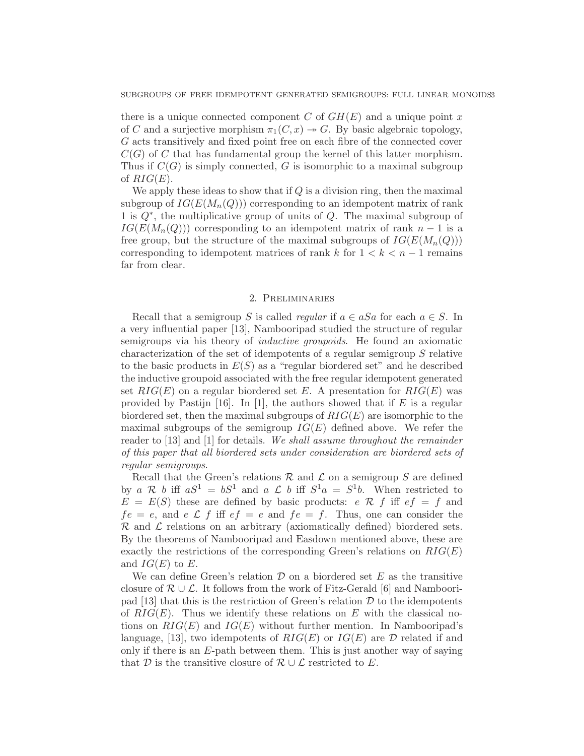there is a unique connected component $C$ of $GH(E)$ and a unique point $x$ of $C$ and a surjective morphism $\pi_1(C, x) \twoheadrightarrow G$. By basic algebraic topology, $G$ acts transitively and fixed point free on each fibre of the connected cover $C(G)$ of $C$ that has fundamental group the kernel of this latter morphism. Thus if $C(G)$ is simply connected, $G$ is isomorphic to a maximal subgroup of $RIG(E)$.

We apply these ideas to show that if $Q$ is a division ring, then the maximal subgroup of $IG(E(M_n(Q)))$ corresponding to an idempotent matrix of rank 1 is $Q^*$, the multiplicative group of units of $Q$. The maximal subgroup of $IG(E(M_n(Q)))$ corresponding to an idempotent matrix of rank $n-1$ is a free group, but the structure of the maximal subgroups of $IG(E(M_n(Q)))$ corresponding to idempotent matrices of rank $k$ for $1 < k < n-1$ remains far from clear.

## 2. Preliminaries

Recall that a semigroup $S$ is called *regular* if $a \in aSa$ for each $a \in S$. In a very influential paper [13], Nambooripad studied the structure of regular semigroups via his theory of *inductive groupoids*. He found an axiomatic characterization of the set of idempotents of a regular semigroup $S$ relative to the basic products in $E(S)$ as a "regular biordered set" and he described the inductive groupoid associated with the free regular idempotent generated set $RIG(E)$ on a regular biordered set $E$. A presentation for $RIG(E)$ was provided by Pastijn [16]. In [1], the authors showed that if $E$ is a regular biordered set, then the maximal subgroups of $RIG(E)$ are isomorphic to the maximal subgroups of the semigroup $IG(E)$ defined above. We refer the reader to [13] and [1] for details. *We shall assume throughout the remainder of this paper that all biordered sets under consideration are biordered sets of regular semigroups.*

Recall that the Green's relations $\mathcal{R}$ and $\mathcal{L}$ on a semigroup $S$ are defined by $a \;\mathcal{R}\; b$ iff $aS^1 = bS^1$ and $a \;\mathcal{L}\; b$ iff $S^1a = S^1b$. When restricted to $E = E(S)$ these are defined by basic products: $e \;\mathcal{R}\; f$ iff $ef = f$ and $fe = e$, and $e \;\mathcal{L}\; f$ iff $ef = e$ and $fe = f$. Thus, one can consider the $\mathcal{R}$ and $\mathcal{L}$ relations on an arbitrary (axiomatically defined) biordered sets. By the theorems of Nambooripad and Easdown mentioned above, these are exactly the restrictions of the corresponding Green's relations on $RIG(E)$ and $IG(E)$ to $E$.

We can define Green's relation $\mathcal{D}$ on a biordered set $E$ as the transitive closure of $\mathcal{R} \cup \mathcal{L}$. It follows from the work of Fitz-Gerald [6] and Nambooripad [13] that this is the restriction of Green's relation $\mathcal{D}$ to the idempotents of $RIG(E)$. Thus we identify these relations on $E$ with the classical notions on $RIG(E)$ and $IG(E)$ without further mention. In Nambooripad's language, [13], two idempotents of $RIG(E)$ or $IG(E)$ are $\mathcal{D}$ related if and only if there is an $E$-path between them. This is just another way of saying that $\mathcal{D}$ is the transitive closure of $\mathcal{R} \cup \mathcal{L}$ restricted to $E$.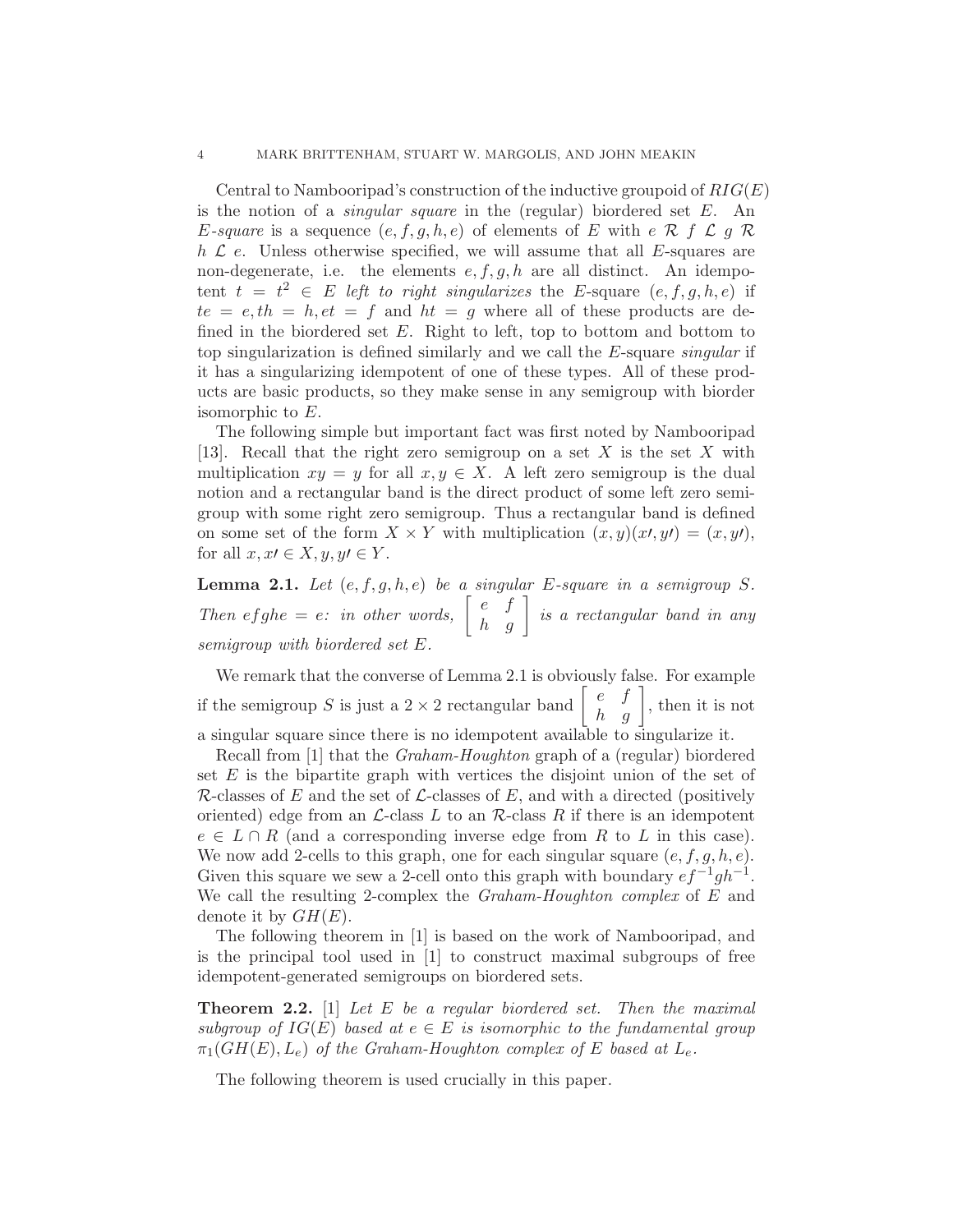Central to Nambooripad's construction of the inductive groupoid of $RIG(E)$ is the notion of a *singular square* in the (regular) biordered set $E$. An $E$-*square* is a sequence $(e, f, g, h, e)$ of elements of $E$ with $e \mathcal{R} f \mathcal{L} g \mathcal{R} h \mathcal{L} e$. Unless otherwise specified, we will assume that all $E$-squares are non-degenerate, i.e. the elements $e, f, g, h$ are all distinct. An idempotent $t = t^2 \in E$ *left to right singularizes* the $E$-square $(e, f, g, h, e)$ if $te = e, th = h, et = f$ and $ht = g$ where all of these products are defined in the biordered set $E$. Right to left, top to bottom and bottom to top singularization is defined similarly and we call the $E$-square *singular* if it has a singularizing idempotent of one of these types. All of these products are basic products, so they make sense in any semigroup with biorder isomorphic to $E$.

The following simple but important fact was first noted by Nambooripad [13]. Recall that the right zero semigroup on a set $X$ is the set $X$ with multiplication $xy = y$ for all $x, y \in X$. A left zero semigroup is the dual notion and a rectangular band is the direct product of some left zero semigroup with some right zero semigroup. Thus a rectangular band is defined on some set of the form $X \times Y$ with multiplication $(x, y)(x\prime, y\prime) = (x, y\prime)$, for all $x, x\prime \in X, y, y\prime \in Y$.

**Lemma 2.1.** *Let $(e, f, g, h, e)$ be a singular $E$-square in a semigroup $S$. Then $efghe = e$: in other words, $\begin{bmatrix} e & f \\ h & g \end{bmatrix}$ is a rectangular band in any semigroup with biordered set $E$.*

We remark that the converse of Lemma 2.1 is obviously false. For example if the semigroup $S$ is just a $2 \times 2$ rectangular band $\begin{bmatrix} e & f \\ h & g \end{bmatrix}$, then it is not a singular square since there is no idempotent available to singularize it.

Recall from [1] that the *Graham-Houghton* graph of a (regular) biordered set $E$ is the bipartite graph with vertices the disjoint union of the set of $\mathcal{R}$-classes of $E$ and the set of $\mathcal{L}$-classes of $E$, and with a directed (positively oriented) edge from an $\mathcal{L}$-class $L$ to an $\mathcal{R}$-class $R$ if there is an idempotent $e \in L \cap R$ (and a corresponding inverse edge from $R$ to $L$ in this case). We now add 2-cells to this graph, one for each singular square $(e, f, g, h, e)$. Given this square we sew a 2-cell onto this graph with boundary $ef^{-1}gh^{-1}$. We call the resulting 2-complex the *Graham-Houghton complex* of $E$ and denote it by $GH(E)$.

The following theorem in [1] is based on the work of Nambooripad, and is the principal tool used in [1] to construct maximal subgroups of free idempotent-generated semigroups on biordered sets.

**Theorem 2.2.** [1] *Let $E$ be a regular biordered set. Then the maximal subgroup of $IG(E)$ based at $e \in E$ is isomorphic to the fundamental group $\pi_1(GH(E), L_e)$ of the Graham-Houghton complex of $E$ based at $L_e$.*

The following theorem is used crucially in this paper.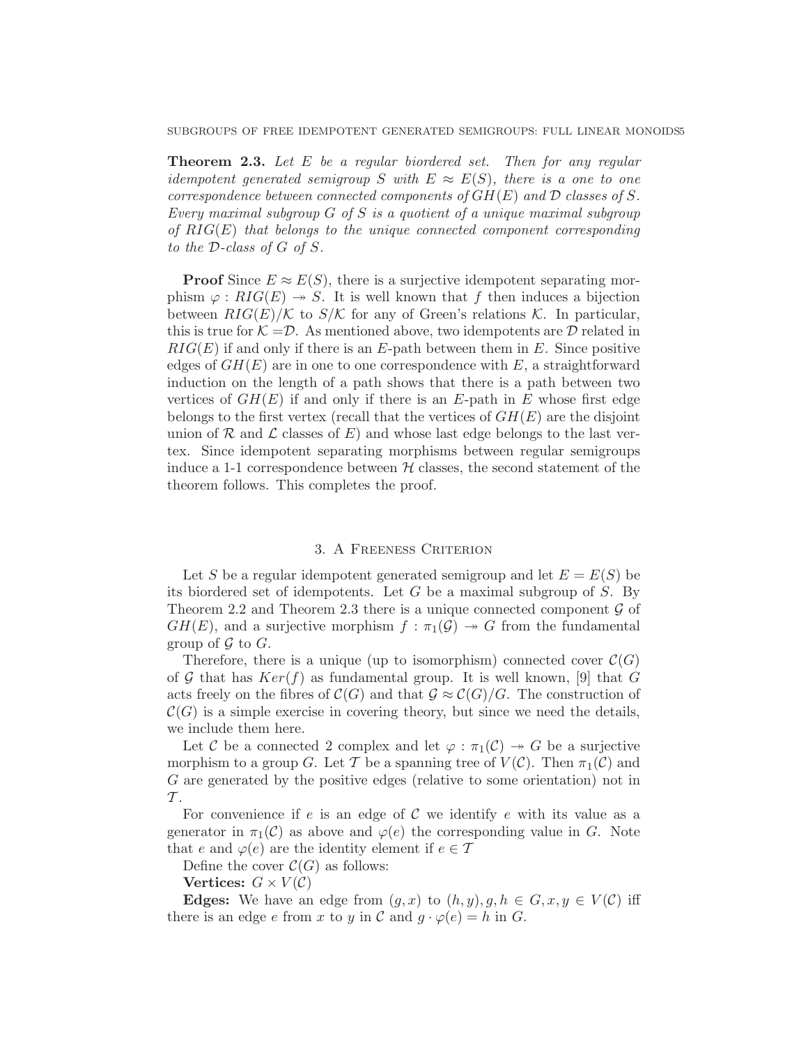**Theorem 2.3.** *Let $E$ be a regular biordered set. Then for any regular idempotent generated semigroup $S$ with $E \approx E(S)$, there is a one to one correspondence between connected components of $GH(E)$ and $\mathcal{D}$ classes of $S$. Every maximal subgroup $G$ of $S$ is a quotient of a unique maximal subgroup of $RIG(E)$ that belongs to the unique connected component corresponding to the $\mathcal{D}$-class of $G$ of $S$.*

**Proof** Since $E \approx E(S)$, there is a surjective idempotent separating morphism $\varphi : RIG(E) \twoheadrightarrow S$. It is well known that $f$ then induces a bijection between $RIG(E)/\mathcal{K}$ to $S/\mathcal{K}$ for any of Green's relations $\mathcal{K}$. In particular, this is true for $\mathcal{K} = \mathcal{D}$. As mentioned above, two idempotents are $\mathcal{D}$ related in $RIG(E)$ if and only if there is an $E$-path between them in $E$. Since positive edges of $GH(E)$ are in one to one correspondence with $E$, a straightforward induction on the length of a path shows that there is a path between two vertices of $GH(E)$ if and only if there is an $E$-path in $E$ whose first edge belongs to the first vertex (recall that the vertices of $GH(E)$ are the disjoint union of $\mathcal{R}$ and $\mathcal{L}$ classes of $E$) and whose last edge belongs to the last vertex. Since idempotent separating morphisms between regular semigroups induce a 1-1 correspondence between $\mathcal{H}$ classes, the second statement of the theorem follows. This completes the proof.

## 3. A Freeness Criterion

Let $S$ be a regular idempotent generated semigroup and let $E = E(S)$ be its biordered set of idempotents. Let $G$ be a maximal subgroup of $S$. By Theorem 2.2 and Theorem 2.3 there is a unique connected component $\mathcal{G}$ of $GH(E)$, and a surjective morphism $f : \pi_1(\mathcal{G}) \twoheadrightarrow G$ from the fundamental group of $\mathcal{G}$ to $G$.

Therefore, there is a unique (up to isomorphism) connected cover $\mathcal{C}(G)$ of $\mathcal{G}$ that has $Ker(f)$ as fundamental group. It is well known, [9] that $G$ acts freely on the fibres of $\mathcal{C}(G)$ and that $\mathcal{G} \approx \mathcal{C}(G)/G$. The construction of $\mathcal{C}(G)$ is a simple exercise in covering theory, but since we need the details, we include them here.

Let $\mathcal{C}$ be a connected 2 complex and let $\varphi : \pi_1(\mathcal{C}) \twoheadrightarrow G$ be a surjective morphism to a group $G$. Let $\mathcal{T}$ be a spanning tree of $V(\mathcal{C})$. Then $\pi_1(\mathcal{C})$ and $G$ are generated by the positive edges (relative to some orientation) not in $\mathcal{T}$.

For convenience if $e$ is an edge of $\mathcal{C}$ we identify $e$ with its value as a generator in $\pi_1(\mathcal{C})$ as above and $\varphi(e)$ the corresponding value in $G$. Note that $e$ and $\varphi(e)$ are the identity element if $e \in \mathcal{T}$

Define the cover $\mathcal{C}(G)$ as follows:

**Vertices:** $G \times V(\mathcal{C})$

**Edges:** We have an edge from $(g, x)$ to $(h, y), g, h \in G, x, y \in V(\mathcal{C})$ iff there is an edge $e$ from $x$ to $y$ in $\mathcal{C}$ and $g \cdot \varphi(e) = h$ in $G$.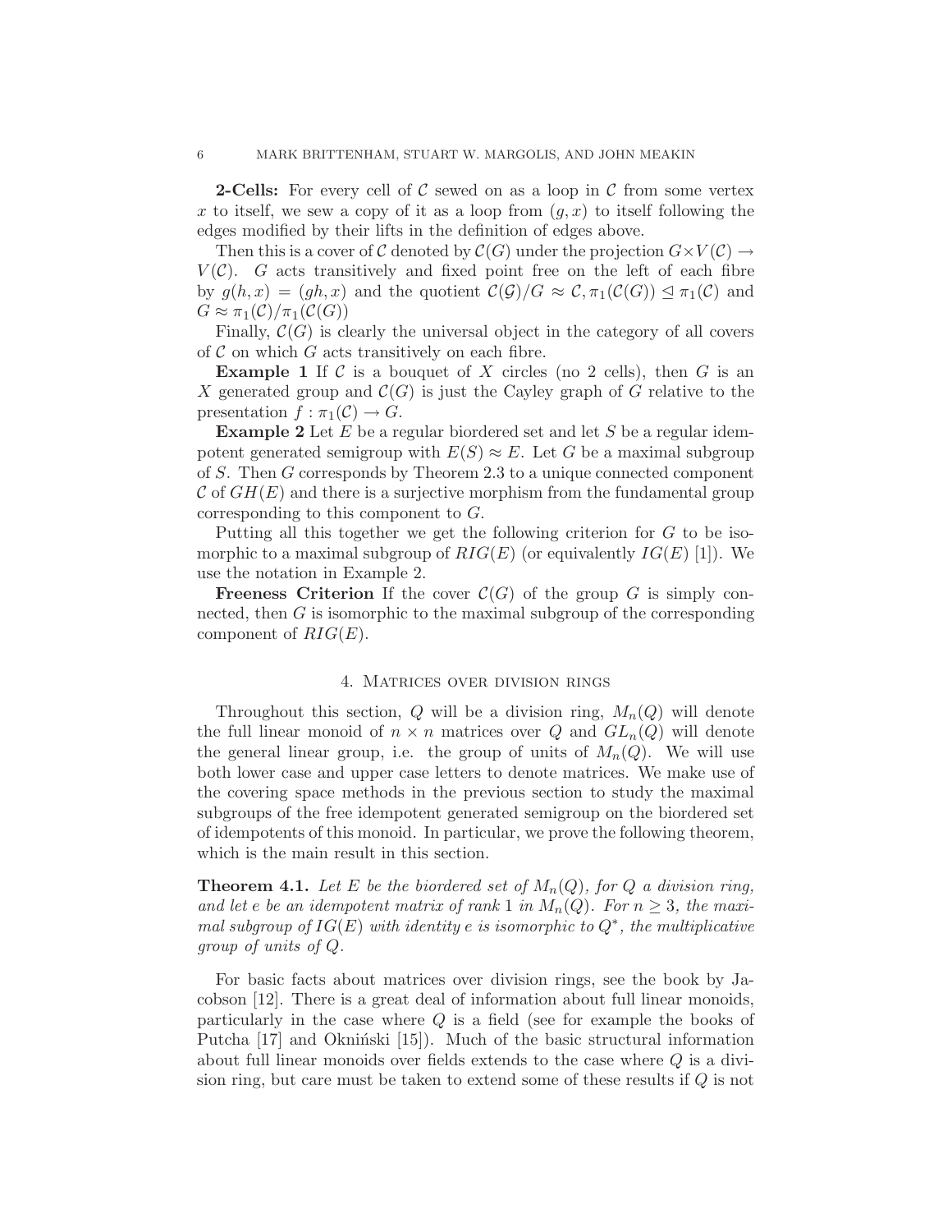**2-Cells:** For every cell of $\mathcal{C}$ sewed on as a loop in $\mathcal{C}$ from some vertex $x$ to itself, we sew a copy of it as a loop from $(g, x)$ to itself following the edges modified by their lifts in the definition of edges above.

Then this is a cover of $\mathcal{C}$ denoted by $\mathcal{C}(G)$ under the projection $G \times V(\mathcal{C}) \to V(\mathcal{C})$. $G$ acts transitively and fixed point free on the left of each fibre by $g(h, x) = (gh, x)$ and the quotient $\mathcal{C}(\mathcal{G})/G \approx \mathcal{C}, \pi_1(\mathcal{C}(G)) \trianglelefteq \pi_1(\mathcal{C})$ and $G \approx \pi_1(\mathcal{C})/\pi_1(\mathcal{C}(G))$

Finally, $\mathcal{C}(G)$ is clearly the universal object in the category of all covers of $\mathcal{C}$ on which $G$ acts transitively on each fibre.

**Example 1** If $\mathcal{C}$ is a bouquet of $X$ circles (no 2 cells), then $G$ is an $X$ generated group and $\mathcal{C}(G)$ is just the Cayley graph of $G$ relative to the presentation $f : \pi_1(\mathcal{C}) \to G$.

**Example 2** Let $E$ be a regular biordered set and let $S$ be a regular idempotent generated semigroup with $E(S) \approx E$. Let $G$ be a maximal subgroup of $S$. Then $G$ corresponds by Theorem 2.3 to a unique connected component $\mathcal{C}$ of $GH(E)$ and there is a surjective morphism from the fundamental group corresponding to this component to $G$.

Putting all this together we get the following criterion for $G$ to be isomorphic to a maximal subgroup of $RIG(E)$ (or equivalently $IG(E)$ [1]). We use the notation in Example 2.

**Freeness Criterion** If the cover $\mathcal{C}(G)$ of the group $G$ is simply connected, then $G$ is isomorphic to the maximal subgroup of the corresponding component of $RIG(E)$.

## 4. Matrices over division rings

Throughout this section, $Q$ will be a division ring, $M_n(Q)$ will denote the full linear monoid of $n \times n$ matrices over $Q$ and $GL_n(Q)$ will denote the general linear group, i.e. the group of units of $M_n(Q)$. We will use both lower case and upper case letters to denote matrices. We make use of the covering space methods in the previous section to study the maximal subgroups of the free idempotent generated semigroup on the biordered set of idempotents of this monoid. In particular, we prove the following theorem, which is the main result in this section.

**Theorem 4.1.** *Let $E$ be the biordered set of $M_n(Q)$, for $Q$ a division ring, and let $e$ be an idempotent matrix of rank 1 in $M_n(Q)$. For $n \geq 3$, the maximal subgroup of $IG(E)$ with identity $e$ is isomorphic to $Q^*$, the multiplicative group of units of $Q$.*

For basic facts about matrices over division rings, see the book by Jacobson [12]. There is a great deal of information about full linear monoids, particularly in the case where $Q$ is a field (see for example the books of Putcha [17] and Okniński [15]). Much of the basic structural information about full linear monoids over fields extends to the case where $Q$ is a division ring, but care must be taken to extend some of these results if $Q$ is not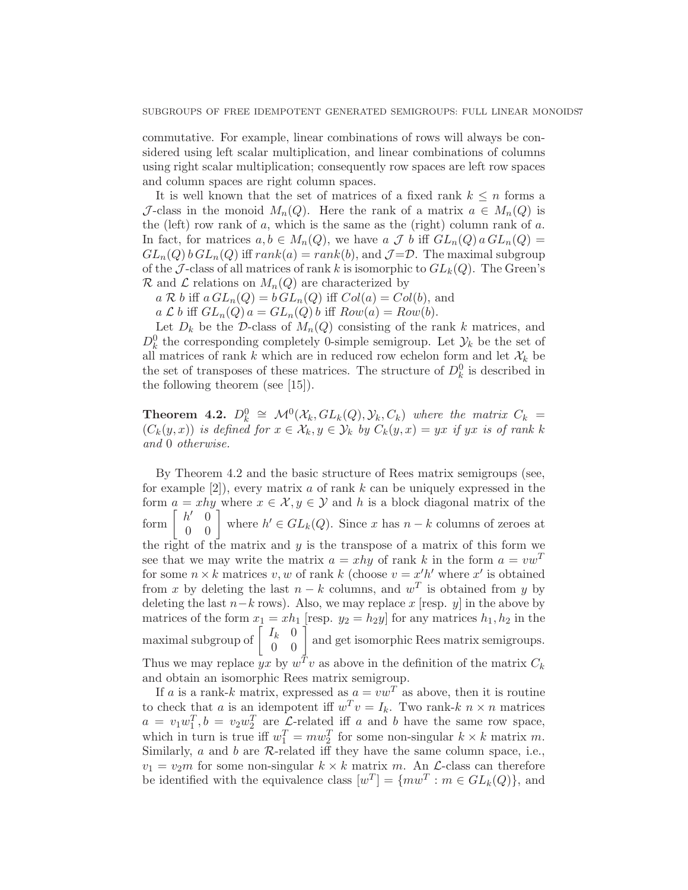commutative. For example, linear combinations of rows will always be considered using left scalar multiplication, and linear combinations of columns using right scalar multiplication; consequently row spaces are left row spaces and column spaces are right column spaces.

It is well known that the set of matrices of a fixed rank $k \leq n$ forms a $\mathcal{J}$-class in the monoid $M_n(Q)$. Here the rank of a matrix $a \in M_n(Q)$ is the (left) row rank of $a$, which is the same as the (right) column rank of $a$. In fact, for matrices $a, b \in M_n(Q)$, we have $a \mathcal{J} b$ iff $GL_n(Q)\, a\, GL_n(Q) = GL_n(Q)\, b\, GL_n(Q)$ iff $rank(a) = rank(b)$, and $\mathcal{J}$=$\mathcal{D}$. The maximal subgroup of the $\mathcal{J}$-class of all matrices of rank $k$ is isomorphic to $GL_k(Q)$. The Green's $\mathcal{R}$ and $\mathcal{L}$ relations on $M_n(Q)$ are characterized by

$a \mathcal{R} b$ iff $a\, GL_n(Q) = b\, GL_n(Q)$ iff $Col(a) = Col(b)$, and

$a \mathcal{L} b$ iff $GL_n(Q)\, a = GL_n(Q)\, b$ iff $Row(a) = Row(b)$.

Let $D_k$ be the $\mathcal{D}$-class of $M_n(Q)$ consisting of the rank $k$ matrices, and $D_k^0$ the corresponding completely 0-simple semigroup. Let $\mathcal{Y}_k$ be the set of all matrices of rank $k$ which are in reduced row echelon form and let $\mathcal{X}_k$ be the set of transposes of these matrices. The structure of $D_k^0$ is described in the following theorem (see [15]).

**Theorem 4.2.** *$D_k^0 \cong \mathcal{M}^0(\mathcal{X}_k, GL_k(Q), \mathcal{Y}_k, C_k)$ where the matrix $C_k = (C_k(y, x))$ is defined for $x \in \mathcal{X}_k, y \in \mathcal{Y}_k$ by $C_k(y, x) = yx$ if $yx$ is of rank $k$ and 0 otherwise.*

By Theorem 4.2 and the basic structure of Rees matrix semigroups (see, for example [2]), every matrix $a$ of rank $k$ can be uniquely expressed in the form $a = xhy$ where $x \in \mathcal{X}, y \in \mathcal{Y}$ and $h$ is a block diagonal matrix of the form $\begin{bmatrix} h' & 0 \\ 0 & 0 \end{bmatrix}$ where $h' \in GL_k(Q)$. Since $x$ has $n-k$ columns of zeroes at the right of the matrix and $y$ is the transpose of a matrix of this form we see that we may write the matrix $a = xhy$ of rank $k$ in the form $a = vw^T$ for some $n \times k$ matrices $v, w$ of rank $k$ (choose $v = x'h'$ where $x'$ is obtained from $x$ by deleting the last $n-k$ columns, and $w^T$ is obtained from $y$ by deleting the last $n-k$ rows). Also, we may replace $x$ [resp. $y$] in the above by matrices of the form $x_1 = xh_1$ [resp. $y_2 = h_2 y$] for any matrices $h_1, h_2$ in the maximal subgroup of $\begin{bmatrix} I_k & 0 \\ 0 & 0 \end{bmatrix}$ and get isomorphic Rees matrix semigroups. Thus we may replace $yx$ by $w^T v$ as above in the definition of the matrix $C_k$ and obtain an isomorphic Rees matrix semigroup.

If $a$ is a rank-$k$ matrix, expressed as $a = vw^T$ as above, then it is routine to check that $a$ is an idempotent iff $w^T v = I_k$. Two rank-$k$ $n \times n$ matrices $a = v_1 w_1^T, b = v_2 w_2^T$ are $\mathcal{L}$-related iff $a$ and $b$ have the same row space, which in turn is true iff $w_1^T = m w_2^T$ for some non-singular $k \times k$ matrix $m$. Similarly, $a$ and $b$ are $\mathcal{R}$-related iff they have the same column space, i.e., $v_1 = v_2 m$ for some non-singular $k \times k$ matrix $m$. An $\mathcal{L}$-class can therefore be identified with the equivalence class $[w^T] = \{mw^T : m \in GL_k(Q)\}$, and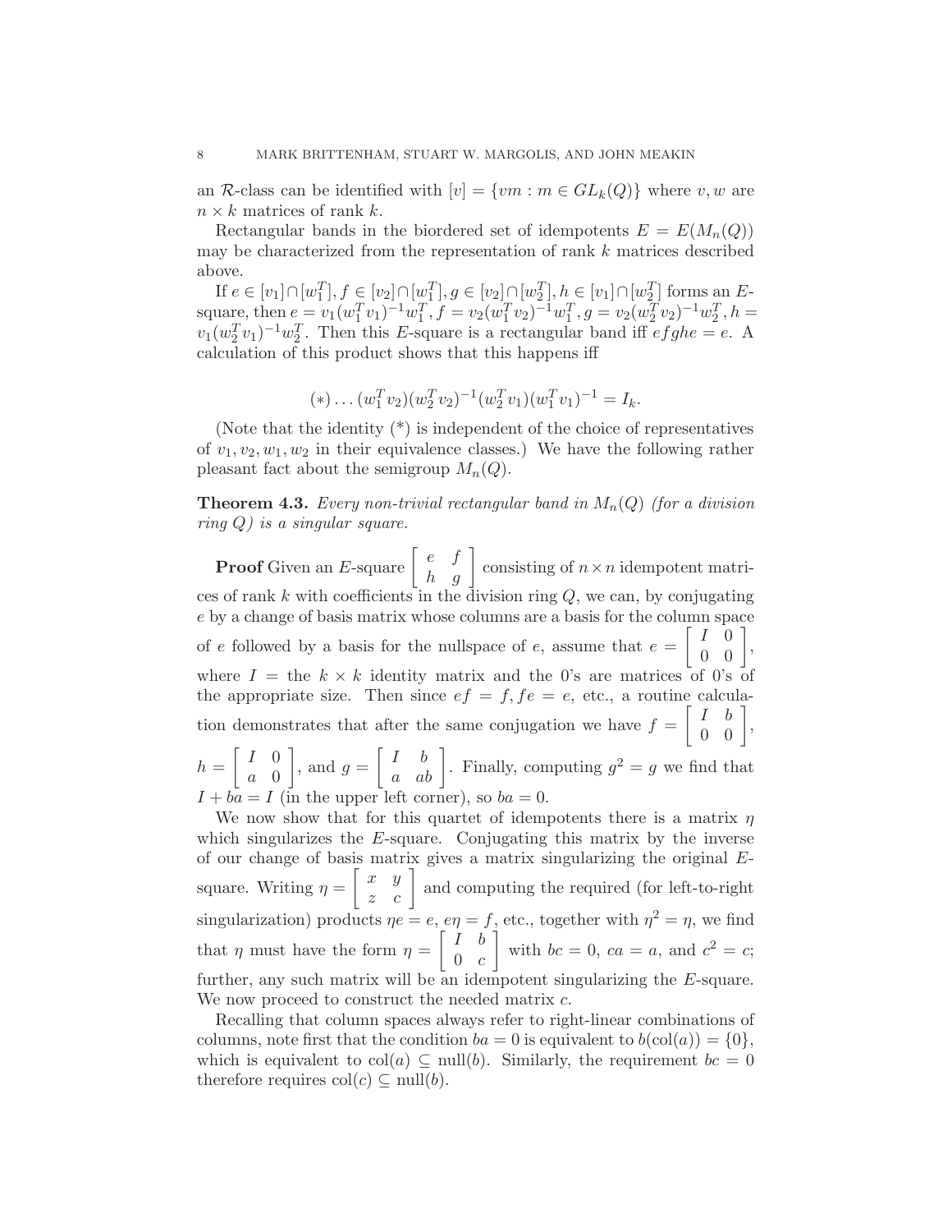an $\mathcal{R}$-class can be identified with $[v] = \{vm : m \in GL_k(Q)\}$ where $v, w$ are $n \times k$ matrices of rank $k$.

Rectangular bands in the biordered set of idempotents $E = E(M_n(Q))$ may be characterized from the representation of rank $k$ matrices described above.

If $e \in [v_1] \cap [w_1^T], f \in [v_2] \cap [w_1^T], g \in [v_2] \cap [w_2^T], h \in [v_1] \cap [w_2^T]$ forms an $E$-square, then $e = v_1(w_1^T v_1)^{-1} w_1^T, f = v_2(w_1^T v_2)^{-1} w_1^T, g = v_2(w_2^T v_2)^{-1} w_2^T, h = v_1(w_2^T v_1)^{-1} w_2^T$. Then this $E$-square is a rectangular band iff $efghe = e$. A calculation of this product shows that this happens iff

$$(*) \ldots (w_1^T v_2)(w_2^T v_2)^{-1}(w_2^T v_1)(w_1^T v_1)^{-1} = I_k.$$

(Note that the identity (*) is independent of the choice of representatives of $v_1, v_2, w_1, w_2$ in their equivalence classes.) We have the following rather pleasant fact about the semigroup $M_n(Q)$.

**Theorem 4.3.** *Every non-trivial rectangular band in $M_n(Q)$ (for a division ring $Q$) is a singular square.*

**Proof** Given an $E$-square $\begin{bmatrix} e & f \\ h & g \end{bmatrix}$ consisting of $n \times n$ idempotent matrices of rank $k$ with coefficients in the division ring $Q$, we can, by conjugating $e$ by a change of basis matrix whose columns are a basis for the column space of $e$ followed by a basis for the nullspace of $e$, assume that $e = \begin{bmatrix} I & 0 \\ 0 & 0 \end{bmatrix}$, where $I$ = the $k \times k$ identity matrix and the 0's are matrices of 0's of the appropriate size. Then since $ef = f, fe = e$, etc., a routine calculation demonstrates that after the same conjugation we have $f = \begin{bmatrix} I & b \\ 0 & 0 \end{bmatrix}$, $h = \begin{bmatrix} I & 0 \\ a & 0 \end{bmatrix}$, and $g = \begin{bmatrix} I & b \\ a & ab \end{bmatrix}$. Finally, computing $g^2 = g$ we find that $I + ba = I$ (in the upper left corner), so $ba = 0$.

We now show that for this quartet of idempotents there is a matrix $\eta$ which singularizes the $E$-square. Conjugating this matrix by the inverse of our change of basis matrix gives a matrix singularizing the original $E$-square. Writing $\eta = \begin{bmatrix} x & y \\ z & c \end{bmatrix}$ and computing the required (for left-to-right singularization) products $\eta e = e$, $e\eta = f$, etc., together with $\eta^2 = \eta$, we find that $\eta$ must have the form $\eta = \begin{bmatrix} I & b \\ 0 & c \end{bmatrix}$ with $bc = 0$, $ca = a$, and $c^2 = c$; further, any such matrix will be an idempotent singularizing the $E$-square. We now proceed to construct the needed matrix $c$.

Recalling that column spaces always refer to right-linear combinations of columns, note first that the condition $ba = 0$ is equivalent to $b(\mathrm{col}(a)) = \{0\}$, which is equivalent to $\mathrm{col}(a) \subseteq \mathrm{null}(b)$. Similarly, the requirement $bc = 0$ therefore requires $\mathrm{col}(c) \subseteq \mathrm{null}(b)$.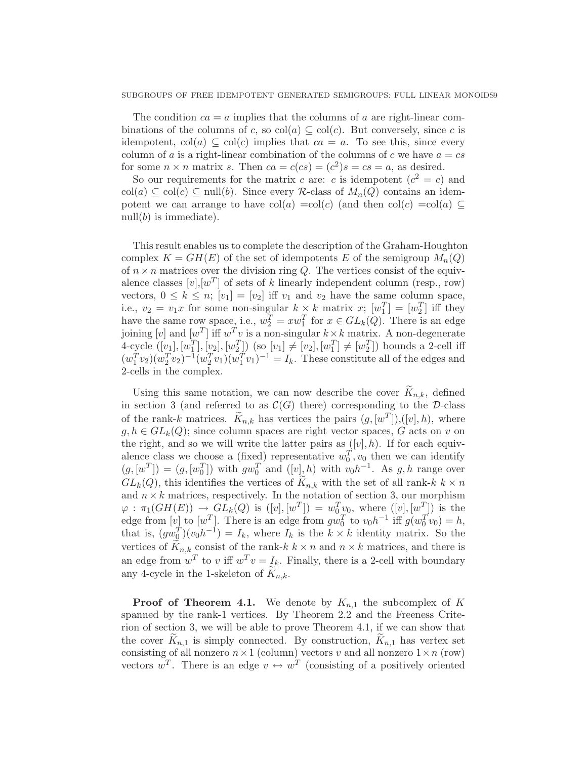The condition $ca = a$ implies that the columns of $a$ are right-linear combinations of the columns of $c$, so $\mathrm{col}(a) \subseteq \mathrm{col}(c)$. But conversely, since $c$ is idempotent, $\mathrm{col}(a) \subseteq \mathrm{col}(c)$ implies that $ca = a$. To see this, since every column of $a$ is a right-linear combination of the columns of $c$ we have $a = cs$ for some $n \times n$ matrix $s$. Then $ca = c(cs) = (c^2)s = cs = a$, as desired.

So our requirements for the matrix $c$ are: $c$ is idempotent ($c^2 = c$) and $\mathrm{col}(a) \subseteq \mathrm{col}(c) \subseteq \mathrm{null}(b)$. Since every $\mathcal{R}$-class of $M_n(Q)$ contains an idempotent we can arrange to have $\mathrm{col}(a) = \mathrm{col}(c)$ (and then $\mathrm{col}(c) = \mathrm{col}(a) \subseteq \mathrm{null}(b)$ is immediate).

This result enables us to complete the description of the Graham-Houghton complex $K = GH(E)$ of the set of idempotents $E$ of the semigroup $M_n(Q)$ of $n \times n$ matrices over the division ring $Q$. The vertices consist of the equivalence classes $[v]$,$[w^T]$ of sets of $k$ linearly independent column (resp., row) vectors, $0 \leq k \leq n$; $[v_1] = [v_2]$ iff $v_1$ and $v_2$ have the same column space, i.e., $v_2 = v_1 x$ for some non-singular $k \times k$ matrix $x$; $[w_1^T] = [w_2^T]$ iff they have the same row space, i.e., $w_2^T = x w_1^T$ for $x \in GL_k(Q)$. There is an edge joining $[v]$ and $[w^T]$ iff $w^T v$ is a non-singular $k \times k$ matrix. A non-degenerate 4-cycle $([v_1], [w_1^T], [v_2], [w_2^T])$ (so $[v_1] \neq [v_2], [w_1^T] \neq [w_2^T]$) bounds a 2-cell iff $(w_1^T v_2)(w_2^T v_2)^{-1}(w_2^T v_1)(w_1^T v_1)^{-1} = I_k$. These constitute all of the edges and 2-cells in the complex.

Using this same notation, we can now describe the cover $\widetilde{K}_{n,k}$, defined in section 3 (and referred to as $\mathcal{C}(G)$ there) corresponding to the $\mathcal{D}$-class of the rank-$k$ matrices. $\widetilde{K}_{n,k}$ has vertices the pairs $(g, [w^T])$,$([v], h)$, where $g, h \in GL_k(Q)$; since column spaces are right vector spaces, $G$ acts on $v$ on the right, and so we will write the latter pairs as $([v], h)$. If for each equivalence class we choose a (fixed) representative $w_0^T, v_0$ then we can identify $(g, [w^T]) = (g, [w_0^T])$ with $g w_0^T$ and $([v], h)$ with $v_0 h^{-1}$. As $g, h$ range over $GL_k(Q)$, this identifies the vertices of $\widetilde{K}_{n,k}$ with the set of all rank-$k$ $k \times n$ and $n \times k$ matrices, respectively. In the notation of section 3, our morphism $\varphi : \pi_1(GH(E)) \to GL_k(Q)$ is $([v], [w^T]) = w_0^T v_0$, where $([v], [w^T])$ is the edge from $[v]$ to $[w^T]$. There is an edge from $g w_0^T$ to $v_0 h^{-1}$ iff $g(w_0^T v_0) = h$, that is, $(g w_0^T)(v_0 h^{-1}) = I_k$, where $I_k$ is the $k \times k$ identity matrix. So the vertices of $\widetilde{K}_{n,k}$ consist of the rank-$k$ $k \times n$ and $n \times k$ matrices, and there is an edge from $w^T$ to $v$ iff $w^T v = I_k$. Finally, there is a 2-cell with boundary any 4-cycle in the 1-skeleton of $\widetilde{K}_{n,k}$.

**Proof of Theorem 4.1.** We denote by $K_{n,1}$ the subcomplex of $K$ spanned by the rank-1 vertices. By Theorem 2.2 and the Freeness Criterion of section 3, we will be able to prove Theorem 4.1, if we can show that the cover $\widetilde{K}_{n,1}$ is simply connected. By construction, $\widetilde{K}_{n,1}$ has vertex set consisting of all nonzero $n \times 1$ (column) vectors $v$ and all nonzero $1 \times n$ (row) vectors $w^T$. There is an edge $v \leftrightarrow w^T$ (consisting of a positively oriented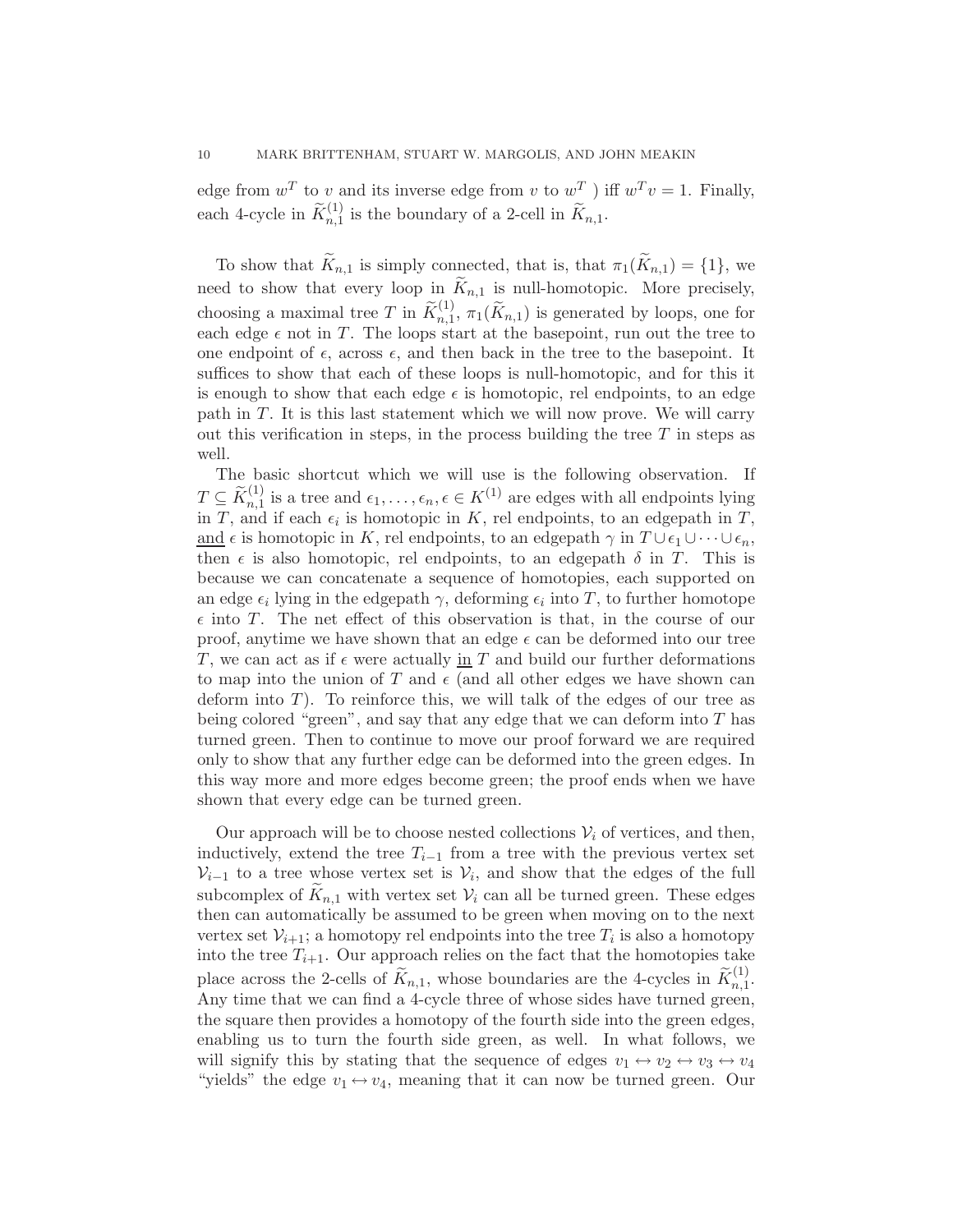edge from $w^T$ to $v$ and its inverse edge from $v$ to $w^T$ ) iff $w^T v = 1$. Finally, each 4-cycle in $\widetilde{K}_{n,1}^{(1)}$ is the boundary of a 2-cell in $\widetilde{K}_{n,1}$.

To show that $\widetilde{K}_{n,1}$ is simply connected, that is, that $\pi_1(\widetilde{K}_{n,1}) = \{1\}$, we need to show that every loop in $\widetilde{K}_{n,1}$ is null-homotopic. More precisely, choosing a maximal tree $T$ in $\widetilde{K}_{n,1}^{(1)}$, $\pi_1(\widetilde{K}_{n,1})$ is generated by loops, one for each edge $\epsilon$ not in $T$. The loops start at the basepoint, run out the tree to one endpoint of $\epsilon$, across $\epsilon$, and then back in the tree to the basepoint. It suffices to show that each of these loops is null-homotopic, and for this it is enough to show that each edge $\epsilon$ is homotopic, rel endpoints, to an edge path in $T$. It is this last statement which we will now prove. We will carry out this verification in steps, in the process building the tree $T$ in steps as well.

The basic shortcut which we will use is the following observation. If $T \subseteq \widetilde{K}_{n,1}^{(1)}$ is a tree and $\epsilon_1, \ldots, \epsilon_n, \epsilon \in K^{(1)}$ are edges with all endpoints lying in $T$, and if each $\epsilon_i$ is homotopic in $K$, rel endpoints, to an edgepath in $T$, <u>and</u> $\epsilon$ is homotopic in $K$, rel endpoints, to an edgepath $\gamma$ in $T \cup \epsilon_1 \cup \cdots \cup \epsilon_n$, then $\epsilon$ is also homotopic, rel endpoints, to an edgepath $\delta$ in $T$. This is because we can concatenate a sequence of homotopies, each supported on an edge $\epsilon_i$ lying in the edgepath $\gamma$, deforming $\epsilon_i$ into $T$, to further homotope $\epsilon$ into $T$. The net effect of this observation is that, in the course of our proof, anytime we have shown that an edge $\epsilon$ can be deformed into our tree $T$, we can act as if $\epsilon$ were actually <u>in</u> $T$ and build our further deformations to map into the union of $T$ and $\epsilon$ (and all other edges we have shown can deform into $T$). To reinforce this, we will talk of the edges of our tree as being colored "green", and say that any edge that we can deform into $T$ has turned green. Then to continue to move our proof forward we are required only to show that any further edge can be deformed into the green edges. In this way more and more edges become green; the proof ends when we have shown that every edge can be turned green.

Our approach will be to choose nested collections $\mathcal{V}_i$ of vertices, and then, inductively, extend the tree $T_{i-1}$ from a tree with the previous vertex set $\mathcal{V}_{i-1}$ to a tree whose vertex set is $\mathcal{V}_i$, and show that the edges of the full subcomplex of $\widetilde{K}_{n,1}$ with vertex set $\mathcal{V}_i$ can all be turned green. These edges then can automatically be assumed to be green when moving on to the next vertex set $\mathcal{V}_{i+1}$; a homotopy rel endpoints into the tree $T_i$ is also a homotopy into the tree $T_{i+1}$. Our approach relies on the fact that the homotopies take place across the 2-cells of $\widetilde{K}_{n,1}$, whose boundaries are the 4-cycles in $\widetilde{K}_{n,1}^{(1)}$. Any time that we can find a 4-cycle three of whose sides have turned green, the square then provides a homotopy of the fourth side into the green edges, enabling us to turn the fourth side green, as well. In what follows, we will signify this by stating that the sequence of edges $v_1 \leftrightarrow v_2 \leftrightarrow v_3 \leftrightarrow v_4$ "yields" the edge $v_1 \leftrightarrow v_4$, meaning that it can now be turned green. Our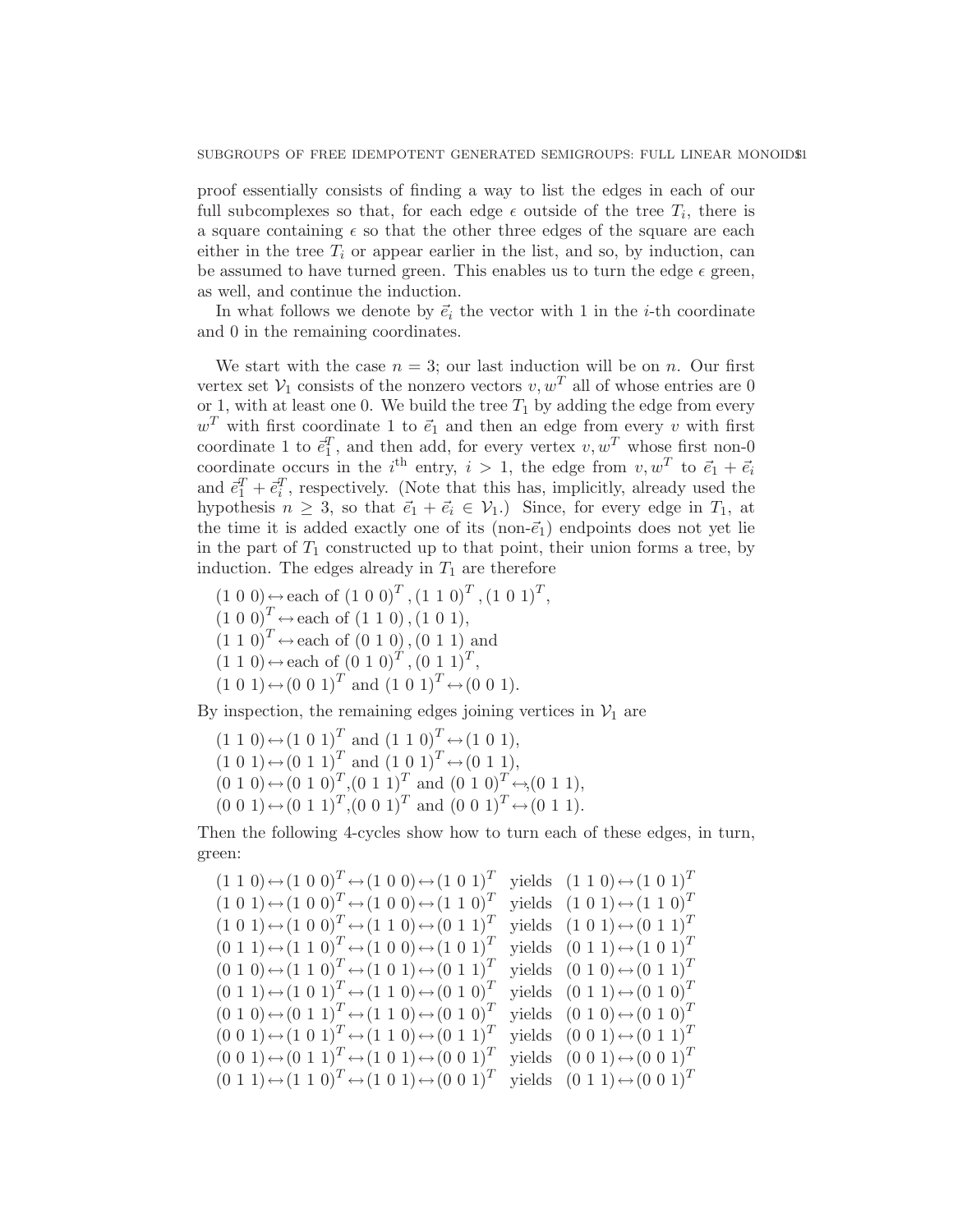proof essentially consists of finding a way to list the edges in each of our full subcomplexes so that, for each edge $\epsilon$ outside of the tree $T_i$, there is a square containing $\epsilon$ so that the other three edges of the square are each either in the tree $T_i$ or appear earlier in the list, and so, by induction, can be assumed to have turned green. This enables us to turn the edge $\epsilon$ green, as well, and continue the induction.

In what follows we denote by $\vec{e}_i$ the vector with 1 in the $i$-th coordinate and 0 in the remaining coordinates.

We start with the case $n = 3$; our last induction will be on $n$. Our first vertex set $\mathcal{V}_1$ consists of the nonzero vectors $v, w^T$ all of whose entries are 0 or 1, with at least one 0. We build the tree $T_1$ by adding the edge from every $w^T$ with first coordinate 1 to $\vec{e}_1$ and then an edge from every $v$ with first coordinate 1 to $\vec{e}_1^T$, and then add, for every vertex $v, w^T$ whose first non-0 coordinate occurs in the $i^{\text{th}}$ entry, $i > 1$, the edge from $v, w^T$ to $\vec{e}_1 + \vec{e}_i$ and $\vec{e}_1^T + \vec{e}_i^T$, respectively. (Note that this has, implicitly, already used the hypothesis $n \geq 3$, so that $\vec{e}_1 + \vec{e}_i \in \mathcal{V}_1$.) Since, for every edge in $T_1$, at the time it is added exactly one of its (non-$\vec{e}_1$) endpoints does not yet lie in the part of $T_1$ constructed up to that point, their union forms a tree, by induction. The edges already in $T_1$ are therefore

$(1\ 0\ 0) \leftrightarrow$ each of $(1\ 0\ 0)^T, (1\ 1\ 0)^T, (1\ 0\ 1)^T$,
$(1\ 0\ 0)^T \leftrightarrow$ each of $(1\ 1\ 0), (1\ 0\ 1)$,
$(1\ 1\ 0)^T \leftrightarrow$ each of $(0\ 1\ 0), (0\ 1\ 1)$ and
$(1\ 1\ 0) \leftrightarrow$ each of $(0\ 1\ 0)^T, (0\ 1\ 1)^T$,
$(1\ 0\ 1) \leftrightarrow (0\ 0\ 1)^T$ and $(1\ 0\ 1)^T \leftrightarrow (0\ 0\ 1)$.

By inspection, the remaining edges joining vertices in $\mathcal{V}_1$ are

$(1\ 1\ 0) \leftrightarrow (1\ 0\ 1)^T$ and $(1\ 1\ 0)^T \leftrightarrow (1\ 0\ 1)$,
$(1\ 0\ 1) \leftrightarrow (0\ 1\ 1)^T$ and $(1\ 0\ 1)^T \leftrightarrow (0\ 1\ 1)$,
$(0\ 1\ 0) \leftrightarrow (0\ 1\ 0)^T$, $(0\ 1\ 1)^T$ and $(0\ 1\ 0)^T \leftrightarrow (0\ 1\ 1)$,
$(0\ 0\ 1) \leftrightarrow (0\ 1\ 1)^T$, $(0\ 0\ 1)^T$ and $(0\ 0\ 1)^T \leftrightarrow (0\ 1\ 1)$.

Then the following 4-cycles show how to turn each of these edges, in turn, green:

$(1\ 1\ 0) \leftrightarrow (1\ 0\ 0)^T \leftrightarrow (1\ 0\ 0) \leftrightarrow (1\ 0\ 1)^T$ yields $(1\ 1\ 0) \leftrightarrow (1\ 0\ 1)^T$
$(1\ 0\ 1) \leftrightarrow (1\ 0\ 0)^T \leftrightarrow (1\ 0\ 0) \leftrightarrow (1\ 1\ 0)^T$ yields $(1\ 0\ 1) \leftrightarrow (1\ 1\ 0)^T$
$(1\ 0\ 1) \leftrightarrow (1\ 0\ 0)^T \leftrightarrow (1\ 1\ 0) \leftrightarrow (0\ 1\ 1)^T$ yields $(1\ 0\ 1) \leftrightarrow (0\ 1\ 1)^T$
$(0\ 1\ 1) \leftrightarrow (1\ 1\ 0)^T \leftrightarrow (1\ 0\ 0) \leftrightarrow (1\ 0\ 1)^T$ yields $(0\ 1\ 1) \leftrightarrow (1\ 0\ 1)^T$
$(0\ 1\ 0) \leftrightarrow (1\ 1\ 0)^T \leftrightarrow (1\ 0\ 1) \leftrightarrow (0\ 1\ 1)^T$ yields $(0\ 1\ 0) \leftrightarrow (0\ 1\ 1)^T$
$(0\ 1\ 1) \leftrightarrow (1\ 0\ 1)^T \leftrightarrow (1\ 1\ 0) \leftrightarrow (0\ 1\ 0)^T$ yields $(0\ 1\ 1) \leftrightarrow (0\ 1\ 0)^T$
$(0\ 1\ 0) \leftrightarrow (0\ 1\ 1)^T \leftrightarrow (1\ 1\ 0) \leftrightarrow (0\ 1\ 0)^T$ yields $(0\ 1\ 0) \leftrightarrow (0\ 1\ 0)^T$
$(0\ 0\ 1) \leftrightarrow (1\ 0\ 1)^T \leftrightarrow (1\ 1\ 0) \leftrightarrow (0\ 1\ 1)^T$ yields $(0\ 0\ 1) \leftrightarrow (0\ 1\ 1)^T$
$(0\ 0\ 1) \leftrightarrow (0\ 1\ 1)^T \leftrightarrow (1\ 0\ 1) \leftrightarrow (0\ 0\ 1)^T$ yields $(0\ 0\ 1) \leftrightarrow (0\ 0\ 1)^T$
$(0\ 1\ 1) \leftrightarrow (1\ 1\ 0)^T \leftrightarrow (1\ 0\ 1) \leftrightarrow (0\ 0\ 1)^T$ yields $(0\ 1\ 1) \leftrightarrow (0\ 0\ 1)^T$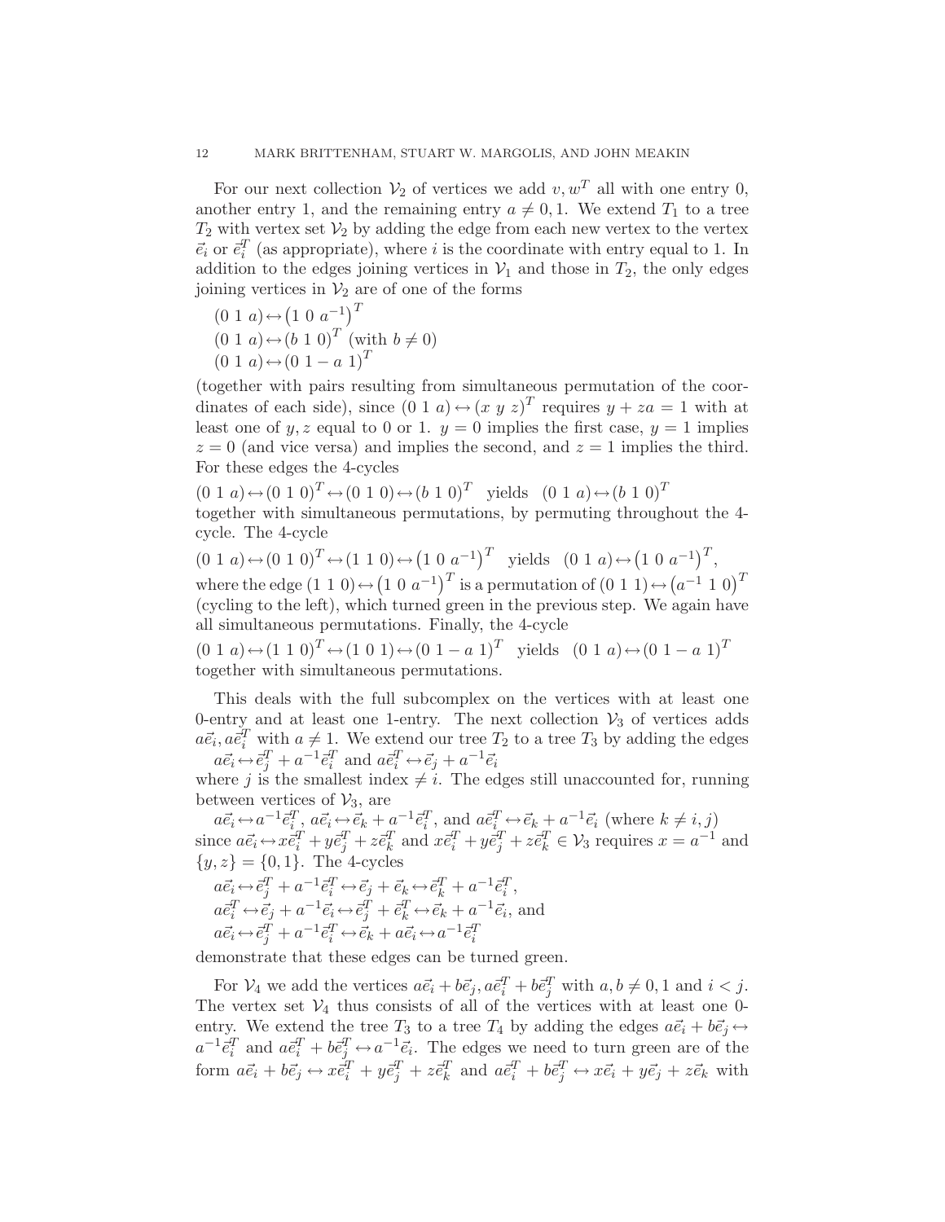For our next collection $\mathcal{V}_2$ of vertices we add $v, w^T$ all with one entry 0, another entry 1, and the remaining entry $a \neq 0, 1$. We extend $T_1$ to a tree $T_2$ with vertex set $\mathcal{V}_2$ by adding the edge from each new vertex to the vertex $\vec{e}_i$ or $\vec{e}_i^T$ (as appropriate), where $i$ is the coordinate with entry equal to 1. In addition to the edges joining vertices in $\mathcal{V}_1$ and those in $T_2$, the only edges joining vertices in $\mathcal{V}_2$ are of one of the forms

$(0\ 1\ a) \leftrightarrow \left(1\ 0\ a^{-1}\right)^T$
$(0\ 1\ a) \leftrightarrow (b\ 1\ 0)^T$ (with $b \neq 0$)
$(0\ 1\ a) \leftrightarrow (0\ 1-a\ 1)^T$

(together with pairs resulting from simultaneous permutation of the coordinates of each side), since $(0\ 1\ a) \leftrightarrow (x\ y\ z)^T$ requires $y + za = 1$ with at least one of $y, z$ equal to 0 or 1. $y = 0$ implies the first case, $y = 1$ implies $z = 0$ (and vice versa) and implies the second, and $z = 1$ implies the third. For these edges the 4-cycles

$(0\ 1\ a) \leftrightarrow (0\ 1\ 0)^T \leftrightarrow (0\ 1\ 0) \leftrightarrow (b\ 1\ 0)^T$ yields $(0\ 1\ a) \leftrightarrow (b\ 1\ 0)^T$

together with simultaneous permutations, by permuting throughout the 4-cycle. The 4-cycle

$(0\ 1\ a) \leftrightarrow (0\ 1\ 0)^T \leftrightarrow (1\ 1\ 0) \leftrightarrow \left(1\ 0\ a^{-1}\right)^T$ yields $(0\ 1\ a) \leftrightarrow \left(1\ 0\ a^{-1}\right)^T$,

where the edge $(1\ 1\ 0) \leftrightarrow \left(1\ 0\ a^{-1}\right)^T$ is a permutation of $(0\ 1\ 1) \leftrightarrow \left(a^{-1}\ 1\ 0\right)^T$ (cycling to the left), which turned green in the previous step. We again have all simultaneous permutations. Finally, the 4-cycle

$(0\ 1\ a) \leftrightarrow (1\ 1\ 0)^T \leftrightarrow (1\ 0\ 1) \leftrightarrow (0\ 1-a\ 1)^T$ yields $(0\ 1\ a) \leftrightarrow (0\ 1-a\ 1)^T$

together with simultaneous permutations.

This deals with the full subcomplex on the vertices with at least one 0-entry and at least one 1-entry. The next collection $\mathcal{V}_3$ of vertices adds $a\vec{e}_i, a\vec{e}_i^T$ with $a \neq 1$. We extend our tree $T_2$ to a tree $T_3$ by adding the edges

$a\vec{e}_i \leftrightarrow \vec{e}_j^T + a^{-1}\vec{e}_i^T$ and $a\vec{e}_i^T \leftrightarrow \vec{e}_j + a^{-1}\vec{e}_i$

where $j$ is the smallest index $\neq i$. The edges still unaccounted for, running between vertices of $\mathcal{V}_3$, are

$a\vec{e}_i \leftrightarrow a^{-1}\vec{e}_i^T$, $a\vec{e}_i \leftrightarrow \vec{e}_k + a^{-1}\vec{e}_i^T$, and $a\vec{e}_i^T \leftrightarrow \vec{e}_k + a^{-1}\vec{e}_i$ (where $k \neq i, j$)

since $a\vec{e}_i \leftrightarrow x\vec{e}_i^T + y\vec{e}_j^T + z\vec{e}_k^T$ and $x\vec{e}_i^T + y\vec{e}_j^T + z\vec{e}_k^T \in \mathcal{V}_3$ requires $x = a^{-1}$ and $\{y, z\} = \{0, 1\}$. The 4-cycles

$a\vec{e}_i \leftrightarrow \vec{e}_j^T + a^{-1}\vec{e}_i^T \leftrightarrow \vec{e}_j + \vec{e}_k \leftrightarrow \vec{e}_k^T + a^{-1}\vec{e}_i^T$,
$a\vec{e}_i^T \leftrightarrow \vec{e}_j + a^{-1}\vec{e}_i \leftrightarrow \vec{e}_j^T + \vec{e}_k^T \leftrightarrow \vec{e}_k + a^{-1}\vec{e}_i$, and
$a\vec{e}_i \leftrightarrow \vec{e}_j^T + a^{-1}\vec{e}_i^T \leftrightarrow \vec{e}_k + a\vec{e}_i \leftrightarrow a^{-1}\vec{e}_i^T$

demonstrate that these edges can be turned green.

For $\mathcal{V}_4$ we add the vertices $a\vec{e}_i + b\vec{e}_j, a\vec{e}_i^T + b\vec{e}_j^T$ with $a, b \neq 0, 1$ and $i < j$. The vertex set $\mathcal{V}_4$ thus consists of all of the vertices with at least one 0-entry. We extend the tree $T_3$ to a tree $T_4$ by adding the edges $a\vec{e}_i + b\vec{e}_j \leftrightarrow a^{-1}\vec{e}_i^T$ and $a\vec{e}_i^T + b\vec{e}_j^T \leftrightarrow a^{-1}\vec{e}_i$. The edges we need to turn green are of the form $a\vec{e}_i + b\vec{e}_j \leftrightarrow x\vec{e}_i^T + y\vec{e}_j^T + z\vec{e}_k^T$ and $a\vec{e}_i^T + b\vec{e}_j^T \leftrightarrow x\vec{e}_i + y\vec{e}_j + z\vec{e}_k$ with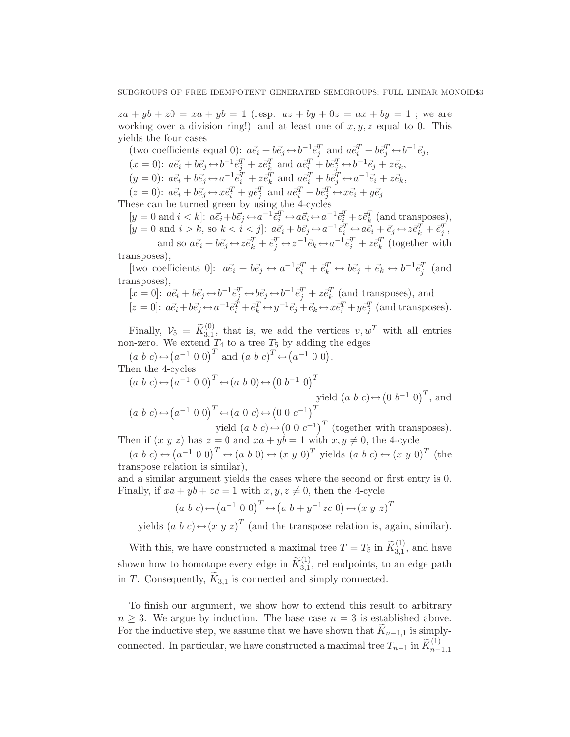$za + yb + z0 = xa + yb = 1$ (resp. $az + by + 0z = ax + by = 1$ ; we are working over a division ring!) and at least one of $x, y, z$ equal to 0. This yields the four cases

(two coefficients equal 0): $a\vec{e}_i + b\vec{e}_j \leftrightarrow b^{-1}\vec{e}_j^T$ and $a\vec{e}_i^T + b\vec{e}_j^T \leftrightarrow b^{-1}\vec{e}_j$,

($x = 0$): $a\vec{e}_i + b\vec{e}_j \leftrightarrow b^{-1}\vec{e}_j^T + z\vec{e}_k^T$ and $a\vec{e}_i^T + b\vec{e}_j^T \leftrightarrow b^{-1}\vec{e}_j + z\vec{e}_k$,

($y = 0$): $a\vec{e}_i + b\vec{e}_j \leftrightarrow a^{-1}\vec{e}_i^T + z\vec{e}_k^T$ and $a\vec{e}_i^T + b\vec{e}_j^T \leftrightarrow a^{-1}\vec{e}_i + z\vec{e}_k$,

($z = 0$): $a\vec{e}_i + b\vec{e}_j \leftrightarrow x\vec{e}_i^T + y\vec{e}_j^T$ and $a\vec{e}_i^T + b\vec{e}_j^T \leftrightarrow x\vec{e}_i + y\vec{e}_j$

These can be turned green by using the 4-cycles

[$y = 0$ and $i < k$]: $a\vec{e}_i + b\vec{e}_j \leftrightarrow a^{-1}\vec{e}_i^T \leftrightarrow a\vec{e}_i \leftrightarrow a^{-1}\vec{e}_i^T + z\vec{e}_k^T$ (and transposes),

[$y = 0$ and $i > k$, so $k < i < j$]: $a\vec{e}_i + b\vec{e}_j \leftrightarrow a^{-1}\vec{e}_i^T \leftrightarrow a\vec{e}_i + \vec{e}_j \leftrightarrow z\vec{e}_k^T + \vec{e}_j^T$,

and so $a\vec{e}_i + b\vec{e}_j \leftrightarrow z\vec{e}_k^T + \vec{e}_j^T \leftrightarrow z^{-1}\vec{e}_k \leftrightarrow a^{-1}\vec{e}_i^T + z\vec{e}_k^T$ (together with transposes),

[two coefficients 0]: $a\vec{e}_i + b\vec{e}_j \leftrightarrow a^{-1}\vec{e}_i^T + \vec{e}_k^T \leftrightarrow b\vec{e}_j + \vec{e}_k \leftrightarrow b^{-1}\vec{e}_j^T$ (and transposes),

[$x = 0$]: $a\vec{e}_i + b\vec{e}_j \leftrightarrow b^{-1}\vec{e}_j^T \leftrightarrow b\vec{e}_j \leftrightarrow b^{-1}\vec{e}_j^T + z\vec{e}_k^T$ (and transposes), and

[$z = 0$]: $a\vec{e}_i + b\vec{e}_j \leftrightarrow a^{-1}\vec{e}_i^T + \vec{e}_k^T \leftrightarrow y^{-1}\vec{e}_j + \vec{e}_k \leftrightarrow x\vec{e}_i^T + y\vec{e}_j^T$ (and transposes).

Finally, $\mathcal{V}_5 = \widetilde{K}_{3,1}^{(0)}$, that is, we add the vertices $v, w^T$ with all entries non-zero. We extend $T_4$ to a tree $T_5$ by adding the edges

$(a\ b\ c) \leftrightarrow \left(a^{-1}\ 0\ 0\right)^T$ and $(a\ b\ c)^T \leftrightarrow \left(a^{-1}\ 0\ 0\right)$.

Then the 4-cycles

$(a\ b\ c) \leftrightarrow \left(a^{-1}\ 0\ 0\right)^T \leftrightarrow (a\ b\ 0) \leftrightarrow \left(0\ b^{-1}\ 0\right)^T$

yield $(a\ b\ c) \leftrightarrow \left(0\ b^{-1}\ 0\right)^T$, and

$(a\ b\ c) \leftrightarrow \left(a^{-1}\ 0\ 0\right)^T \leftrightarrow (a\ 0\ c) \leftrightarrow \left(0\ 0\ c^{-1}\right)^T$

yield $(a\ b\ c) \leftrightarrow \left(0\ 0\ c^{-1}\right)^T$ (together with transposes).

Then if $(x\ y\ z)$ has $z = 0$ and $xa + yb = 1$ with $x, y \neq 0$, the 4-cycle

$(a\ b\ c) \leftrightarrow \left(a^{-1}\ 0\ 0\right)^T \leftrightarrow (a\ b\ 0) \leftrightarrow (x\ y\ 0)^T$ yields $(a\ b\ c) \leftrightarrow (x\ y\ 0)^T$ (the transpose relation is similar),

and a similar argument yields the cases where the second or first entry is 0. Finally, if $xa + yb + zc = 1$ with $x, y, z \neq 0$, then the 4-cycle

$$(a\ b\ c) \leftrightarrow \left(a^{-1}\ 0\ 0\right)^T \leftrightarrow \left(a\ b + y^{-1}zc\ 0\right) \leftrightarrow (x\ y\ z)^T$$

yields $(a\ b\ c) \leftrightarrow (x\ y\ z)^T$ (and the transpose relation is, again, similar).

With this, we have constructed a maximal tree $T = T_5$ in $\widetilde{K}_{3,1}^{(1)}$, and have shown how to homotope every edge in $\widetilde{K}_{3,1}^{(1)}$, rel endpoints, to an edge path in $T$. Consequently, $\widetilde{K}_{3,1}$ is connected and simply connected.

To finish our argument, we show how to extend this result to arbitrary $n \geq 3$. We argue by induction. The base case $n = 3$ is established above. For the inductive step, we assume that we have shown that $\widetilde{K}_{n-1,1}$ is simply-connected. In particular, we have constructed a maximal tree $T_{n-1}$ in $\widetilde{K}_{n-1,1}^{(1)}$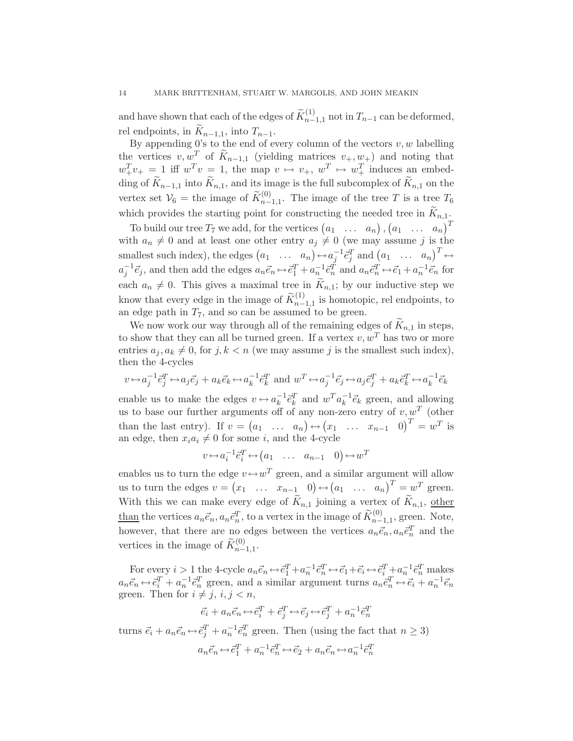and have shown that each of the edges of $\widetilde{K}^{(1)}_{n-1,1}$ not in $T_{n-1}$ can be deformed, rel endpoints, in $\widetilde{K}_{n-1,1}$, into $T_{n-1}$.

By appending 0's to the end of every column of the vectors $v, w$ labelling the vertices $v, w^T$ of $\widetilde{K}_{n-1,1}$ (yielding matrices $v_+, w_+$) and noting that $w_+^T v_+ = 1$ iff $w^T v = 1$, the map $v \mapsto v_+$, $w^T \mapsto w_+^T$ induces an embedding of $\widetilde{K}_{n-1,1}$ into $\widetilde{K}_{n,1}$, and its image is the full subcomplex of $\widetilde{K}_{n,1}$ on the vertex set $\mathcal{V}_6$ = the image of $\widetilde{K}^{(0)}_{n-1,1}$. The image of the tree $T$ is a tree $T_6$ which provides the starting point for constructing the needed tree in $\widetilde{K}_{n,1}$.

To build our tree $T_7$ we add, for the vertices $\begin{pmatrix} a_1 & \dots & a_n \end{pmatrix}, \begin{pmatrix} a_1 & \dots & a_n \end{pmatrix}^T$ with $a_n \neq 0$ and at least one other entry $a_j \neq 0$ (we may assume $j$ is the smallest such index), the edges $\begin{pmatrix} a_1 & \dots & a_n \end{pmatrix} \leftrightarrow a_j^{-1}\vec{e}_j^{\,T}$ and $\begin{pmatrix} a_1 & \dots & a_n \end{pmatrix}^T \leftrightarrow a_j^{-1}\vec{e}_j$, and then add the edges $a_n\vec{e}_n \leftrightarrow \vec{e}_1^{\,T} + a_n^{-1}\vec{e}_n^{\,T}$ and $a_n\vec{e}_n^{\,T} \leftrightarrow \vec{e}_1 + a_n^{-1}\vec{e}_n$ for each $a_n \neq 0$. This gives a maximal tree in $\widetilde{K}_{n,1}$; by our inductive step we know that every edge in the image of $\widetilde{K}^{(1)}_{n-1,1}$ is homotopic, rel endpoints, to an edge path in $T_7$, and so can be assumed to be green.

We now work our way through all of the remaining edges of $\widetilde{K}_{n,1}$ in steps, to show that they can all be turned green. If a vertex $v, w^T$ has two or more entries $a_j, a_k \neq 0$, for $j, k < n$ (we may assume $j$ is the smallest such index), then the 4-cycles

$$v \leftrightarrow a_j^{-1}\vec{e}_j^{\,T} \leftrightarrow a_j\vec{e}_j + a_k\vec{e}_k \leftrightarrow a_k^{-1}\vec{e}_k^{\,T} \text{ and } w^T \leftrightarrow a_j^{-1}\vec{e}_j \leftrightarrow a_j\vec{e}_j^{\,T} + a_k\vec{e}_k^{\,T} \leftrightarrow a_k^{-1}\vec{e}_k$$

enable us to make the edges $v \leftrightarrow a_k^{-1}\vec{e}_k^{\,T}$ and $w^T a_k^{-1}\vec{e}_k$ green, and allowing us to base our further arguments off of any non-zero entry of $v, w^T$ (other than the last entry). If $v = \begin{pmatrix} a_1 & \dots & a_n \end{pmatrix} \leftrightarrow \begin{pmatrix} x_1 & \dots & x_{n-1} & 0 \end{pmatrix}^T = w^T$ is an edge, then $x_i a_i \neq 0$ for some $i$, and the 4-cycle

$$v \leftrightarrow a_i^{-1}\vec{e}_i^{\,T} \leftrightarrow \begin{pmatrix} a_1 & \dots & a_{n-1} & 0 \end{pmatrix} \leftrightarrow w^T$$

enables us to turn the edge $v \leftrightarrow w^T$ green, and a similar argument will allow us to turn the edges $v = \begin{pmatrix} x_1 & \dots & x_{n-1} & 0 \end{pmatrix} \leftrightarrow \begin{pmatrix} a_1 & \dots & a_n \end{pmatrix}^T = w^T$ green. With this we can make every edge of $\widetilde{K}_{n,1}$ joining a vertex of $\widetilde{K}_{n,1}$, <u>other than</u> the vertices $a_n\vec{e}_n, a_n\vec{e}_n^{\,T}$, to a vertex in the image of $\widetilde{K}^{(0)}_{n-1,1}$, green. Note, however, that there are no edges between the vertices $a_n\vec{e}_n, a_n\vec{e}_n^{\,T}$ and the vertices in the image of $\widetilde{K}^{(0)}_{n-1,1}$.

For every $i > 1$ the 4-cycle $a_n\vec{e}_n \leftrightarrow \vec{e}_1^{\,T} + a_n^{-1}\vec{e}_n^{\,T} \leftrightarrow \vec{e}_1 + \vec{e}_i \leftrightarrow \vec{e}_i^{\,T} + a_n^{-1}\vec{e}_n^{\,T}$ makes $a_n\vec{e}_n \leftrightarrow \vec{e}_i^{\,T} + a_n^{-1}\vec{e}_n^{\,T}$ green, and a similar argument turns $a_n\vec{e}_n^{\,T} \leftrightarrow \vec{e}_i + a_n^{-1}\vec{e}_n$ green. Then for $i \neq j$, $i, j < n$,

$$\vec{e}_i + a_n\vec{e}_n \leftrightarrow \vec{e}_i^{\,T} + \vec{e}_j^{\,T} \leftrightarrow \vec{e}_j \leftrightarrow \vec{e}_j^{\,T} + a_n^{-1}\vec{e}_n^{\,T}$$

turns $\vec{e}_i + a_n\vec{e}_n \leftrightarrow \vec{e}_j^{\,T} + a_n^{-1}\vec{e}_n^{\,T}$ green. Then (using the fact that $n \geq 3$)

$$a_n\vec{e}_n \leftrightarrow \vec{e}_1^{\,T} + a_n^{-1}\vec{e}_n^{\,T} \leftrightarrow \vec{e}_2 + a_n\vec{e}_n \leftrightarrow a_n^{-1}\vec{e}_n^{\,T}$$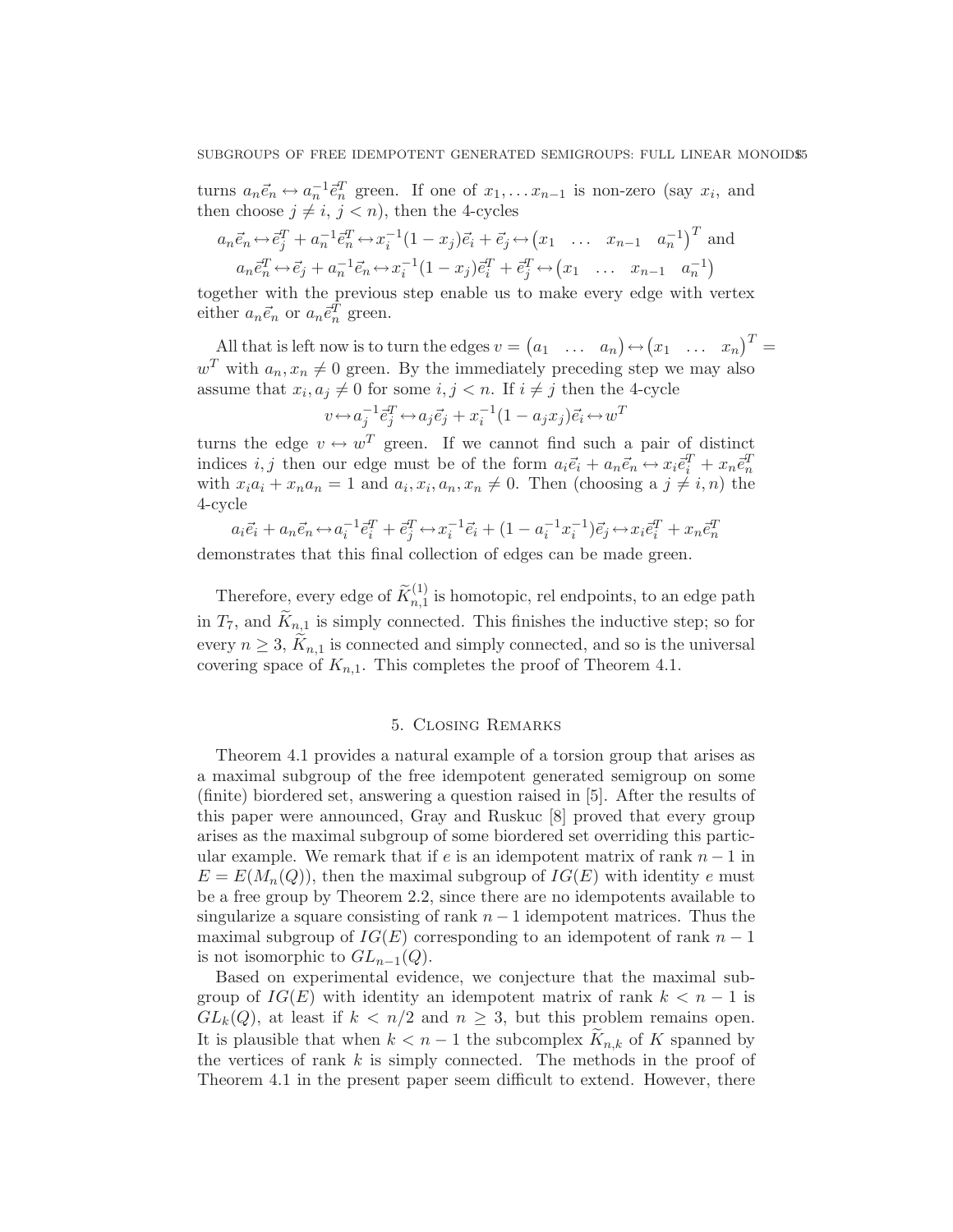turns $a_n\vec{e}_n \leftrightarrow a_n^{-1}\vec{e}_n^T$ green. If one of $x_1, \dots x_{n-1}$ is non-zero (say $x_i$, and then choose $j \neq i$, $j < n$), then the 4-cycles

$$a_n\vec{e}_n \leftrightarrow \vec{e}_j^T + a_n^{-1}\vec{e}_n^T \leftrightarrow x_i^{-1}(1-x_j)\vec{e}_i + \vec{e}_j \leftrightarrow \begin{pmatrix} x_1 & \dots & x_{n-1} & a_n^{-1} \end{pmatrix}^T \text{ and}$$
$$a_n\vec{e}_n^T \leftrightarrow \vec{e}_j + a_n^{-1}\vec{e}_n \leftrightarrow x_i^{-1}(1-x_j)\vec{e}_i^T + \vec{e}_j^T \leftrightarrow \begin{pmatrix} x_1 & \dots & x_{n-1} & a_n^{-1} \end{pmatrix}$$

together with the previous step enable us to make every edge with vertex either $a_n\vec{e}_n$ or $a_n\vec{e}_n^T$ green.

All that is left now is to turn the edges $v = \begin{pmatrix} a_1 & \dots & a_n \end{pmatrix} \leftrightarrow \begin{pmatrix} x_1 & \dots & x_n \end{pmatrix}^T = w^T$ with $a_n, x_n \neq 0$ green. By the immediately preceding step we may also assume that $x_i, a_j \neq 0$ for some $i, j < n$. If $i \neq j$ then the 4-cycle

$$v \leftrightarrow a_j^{-1}\vec{e}_j^T \leftrightarrow a_j\vec{e}_j + x_i^{-1}(1 - a_jx_j)\vec{e}_i \leftrightarrow w^T$$

turns the edge $v \leftrightarrow w^T$ green. If we cannot find such a pair of distinct indices $i, j$ then our edge must be of the form $a_i\vec{e}_i + a_n\vec{e}_n \leftrightarrow x_i\vec{e}_i^T + x_n\vec{e}_n^T$ with $x_ia_i + x_na_n = 1$ and $a_i, x_i, a_n, x_n \neq 0$. Then (choosing a $j \neq i, n$) the 4-cycle

$$a_i\vec{e}_i + a_n\vec{e}_n \leftrightarrow a_i^{-1}\vec{e}_i^T + \vec{e}_j^T \leftrightarrow x_i^{-1}\vec{e}_i + (1 - a_i^{-1}x_i^{-1})\vec{e}_j \leftrightarrow x_i\vec{e}_i^T + x_n\vec{e}_n^T$$

demonstrates that this final collection of edges can be made green.

Therefore, every edge of $\widetilde{K}_{n,1}^{(1)}$ is homotopic, rel endpoints, to an edge path in $T_7$, and $\widetilde{K}_{n,1}$ is simply connected. This finishes the inductive step; so for every $n \geq 3$, $\widetilde{K}_{n,1}$ is connected and simply connected, and so is the universal covering space of $K_{n,1}$. This completes the proof of Theorem 4.1.

## 5. Closing Remarks

Theorem 4.1 provides a natural example of a torsion group that arises as a maximal subgroup of the free idempotent generated semigroup on some (finite) biordered set, answering a question raised in [5]. After the results of this paper were announced, Gray and Ruskuc [8] proved that every group arises as the maximal subgroup of some biordered set overriding this particular example. We remark that if $e$ is an idempotent matrix of rank $n-1$ in $E = E(M_n(Q))$, then the maximal subgroup of $IG(E)$ with identity $e$ must be a free group by Theorem 2.2, since there are no idempotents available to singularize a square consisting of rank $n-1$ idempotent matrices. Thus the maximal subgroup of $IG(E)$ corresponding to an idempotent of rank $n-1$ is not isomorphic to $GL_{n-1}(Q)$.

Based on experimental evidence, we conjecture that the maximal subgroup of $IG(E)$ with identity an idempotent matrix of rank $k < n-1$ is $GL_k(Q)$, at least if $k < n/2$ and $n \geq 3$, but this problem remains open. It is plausible that when $k < n-1$ the subcomplex $\widetilde{K}_{n,k}$ of $K$ spanned by the vertices of rank $k$ is simply connected. The methods in the proof of Theorem 4.1 in the present paper seem difficult to extend. However, there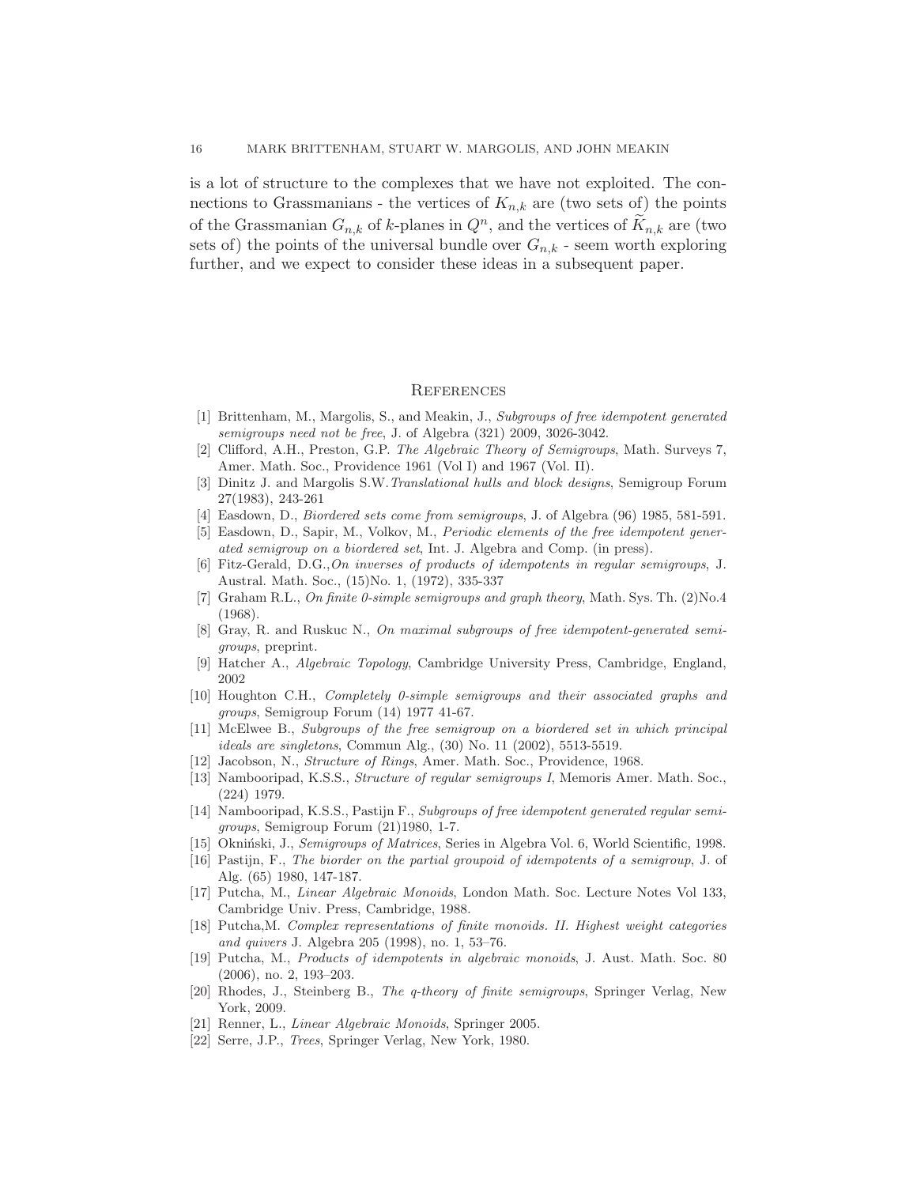is a lot of structure to the complexes that we have not exploited. The connections to Grassmanians - the vertices of $K_{n,k}$ are (two sets of) the points of the Grassmanian $G_{n,k}$ of $k$-planes in $Q^n$, and the vertices of $\widetilde{K}_{n,k}$ are (two sets of) the points of the universal bundle over $G_{n,k}$ - seem worth exploring further, and we expect to consider these ideas in a subsequent paper.

## References

[1] Brittenham, M., Margolis, S., and Meakin, J., *Subgroups of free idempotent generated semigroups need not be free*, J. of Algebra (321) 2009, 3026-3042.

[2] Clifford, A.H., Preston, G.P. *The Algebraic Theory of Semigroups*, Math. Surveys 7, Amer. Math. Soc., Providence 1961 (Vol I) and 1967 (Vol. II).

[3] Dinitz J. and Margolis S.W. *Translational hulls and block designs*, Semigroup Forum 27(1983), 243-261

[4] Easdown, D., *Biordered sets come from semigroups*, J. of Algebra (96) 1985, 581-591.

[5] Easdown, D., Sapir, M., Volkov, M., *Periodic elements of the free idempotent generated semigroup on a biordered set*, Int. J. Algebra and Comp. (in press).

[6] Fitz-Gerald, D.G.,*On inverses of products of idempotents in regular semigroups*, J. Austral. Math. Soc., (15)No. 1, (1972), 335-337

[7] Graham R.L., *On finite 0-simple semigroups and graph theory*, Math. Sys. Th. (2)No.4 (1968).

[8] Gray, R. and Ruskuc N., *On maximal subgroups of free idempotent-generated semigroups*, preprint.

[9] Hatcher A., *Algebraic Topology*, Cambridge University Press, Cambridge, England, 2002

[10] Houghton C.H., *Completely 0-simple semigroups and their associated graphs and groups*, Semigroup Forum (14) 1977 41-67.

[11] McElwee B., *Subgroups of the free semigroup on a biordered set in which principal ideals are singletons*, Commun Alg., (30) No. 11 (2002), 5513-5519.

[12] Jacobson, N., *Structure of Rings*, Amer. Math. Soc., Providence, 1968.

[13] Nambooripad, K.S.S., *Structure of regular semigroups I*, Memoris Amer. Math. Soc., (224) 1979.

[14] Nambooripad, K.S.S., Pastijn F., *Subgroups of free idempotent generated regular semigroups*, Semigroup Forum (21)1980, 1-7.

[15] Okniński, J., *Semigroups of Matrices*, Series in Algebra Vol. 6, World Scientific, 1998.

[16] Pastijn, F., *The biorder on the partial groupoid of idempotents of a semigroup*, J. of Alg. (65) 1980, 147-187.

[17] Putcha, M., *Linear Algebraic Monoids*, London Math. Soc. Lecture Notes Vol 133, Cambridge Univ. Press, Cambridge, 1988.

[18] Putcha,M. *Complex representations of finite monoids. II. Highest weight categories and quivers* J. Algebra 205 (1998), no. 1, 53–76.

[19] Putcha, M., *Products of idempotents in algebraic monoids*, J. Aust. Math. Soc. 80 (2006), no. 2, 193–203.

[20] Rhodes, J., Steinberg B., *The q-theory of finite semigroups*, Springer Verlag, New York, 2009.

[21] Renner, L., *Linear Algebraic Monoids*, Springer 2005.

[22] Serre, J.P., *Trees*, Springer Verlag, New York, 1980.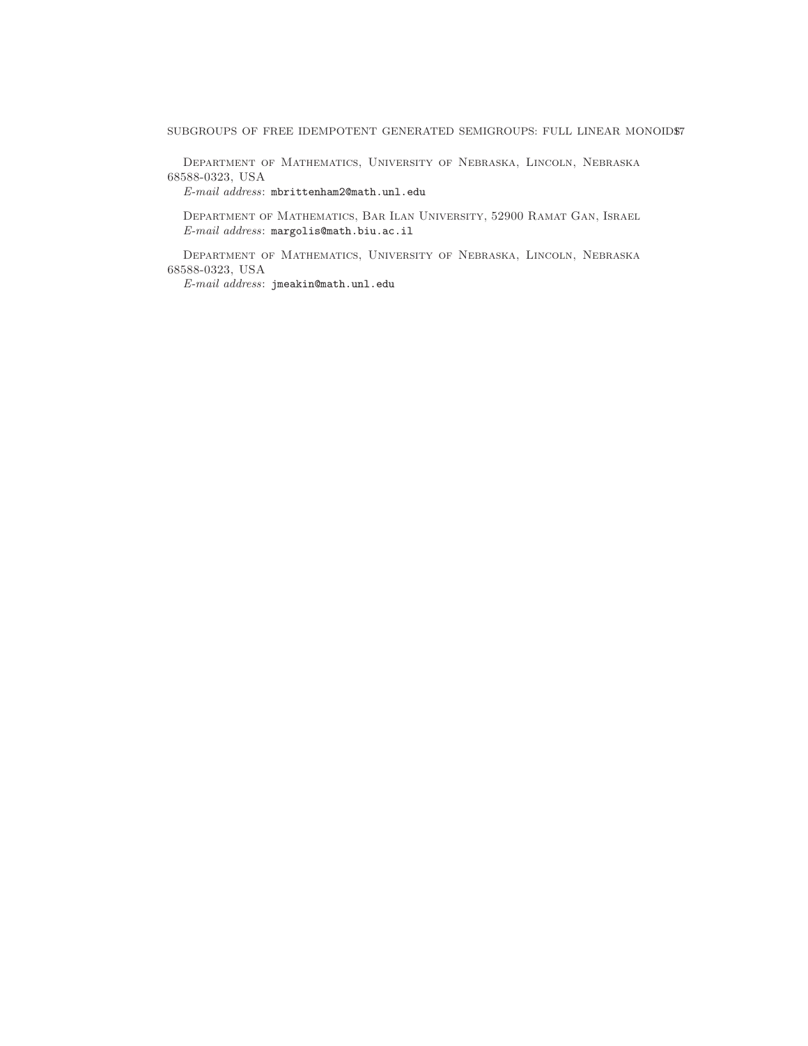Department of Mathematics, University of Nebraska, Lincoln, Nebraska 68588-0323, USA

*E-mail address*: mbrittenham2@math.unl.edu

Department of Mathematics, Bar Ilan University, 52900 Ramat Gan, Israel

*E-mail address*: margolis@math.biu.ac.il

Department of Mathematics, University of Nebraska, Lincoln, Nebraska 68588-0323, USA

*E-mail address*: jmeakin@math.unl.edu